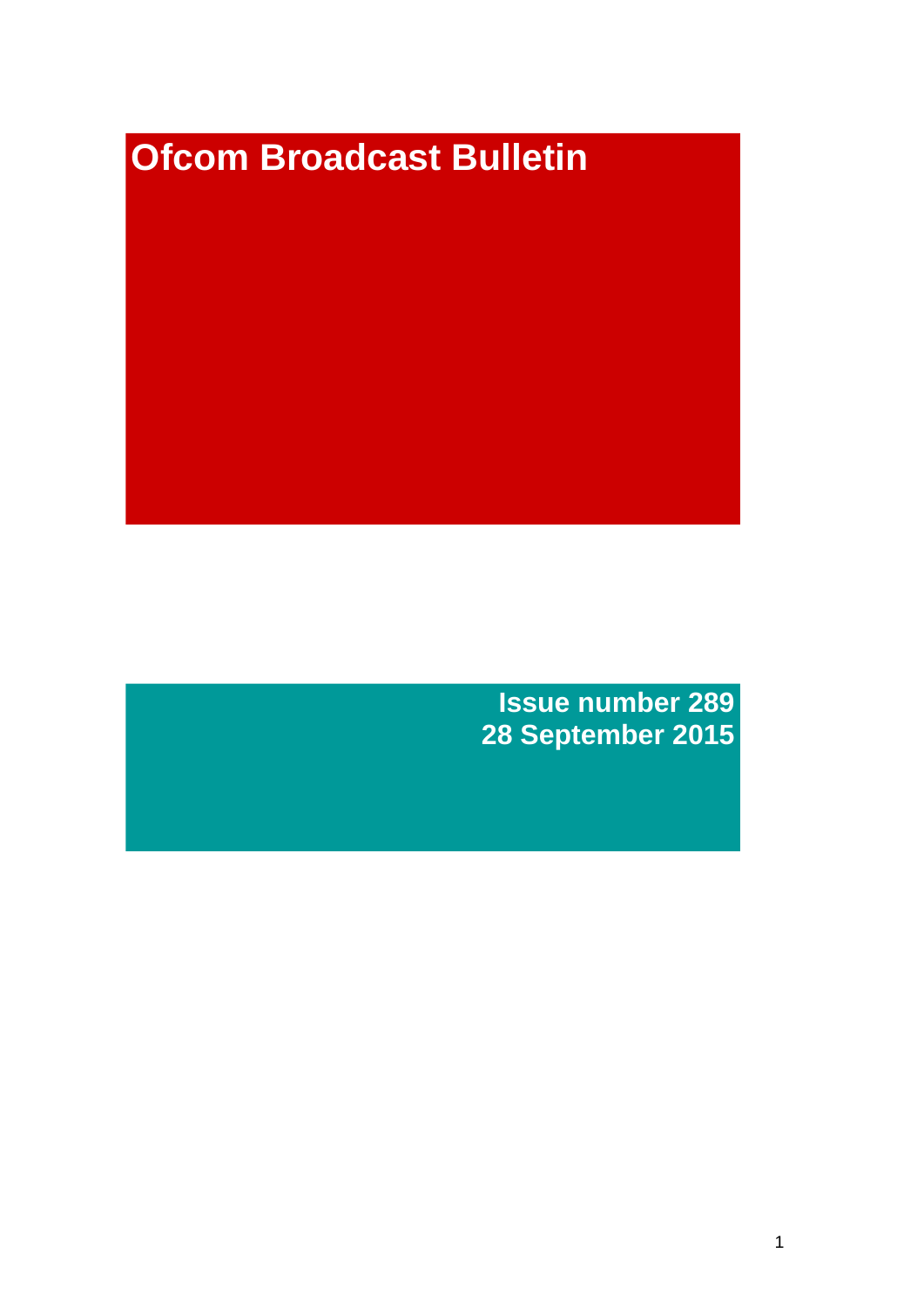# Ofcom Broadcast Bulletin

**Issue number 289**
**28 September 2015**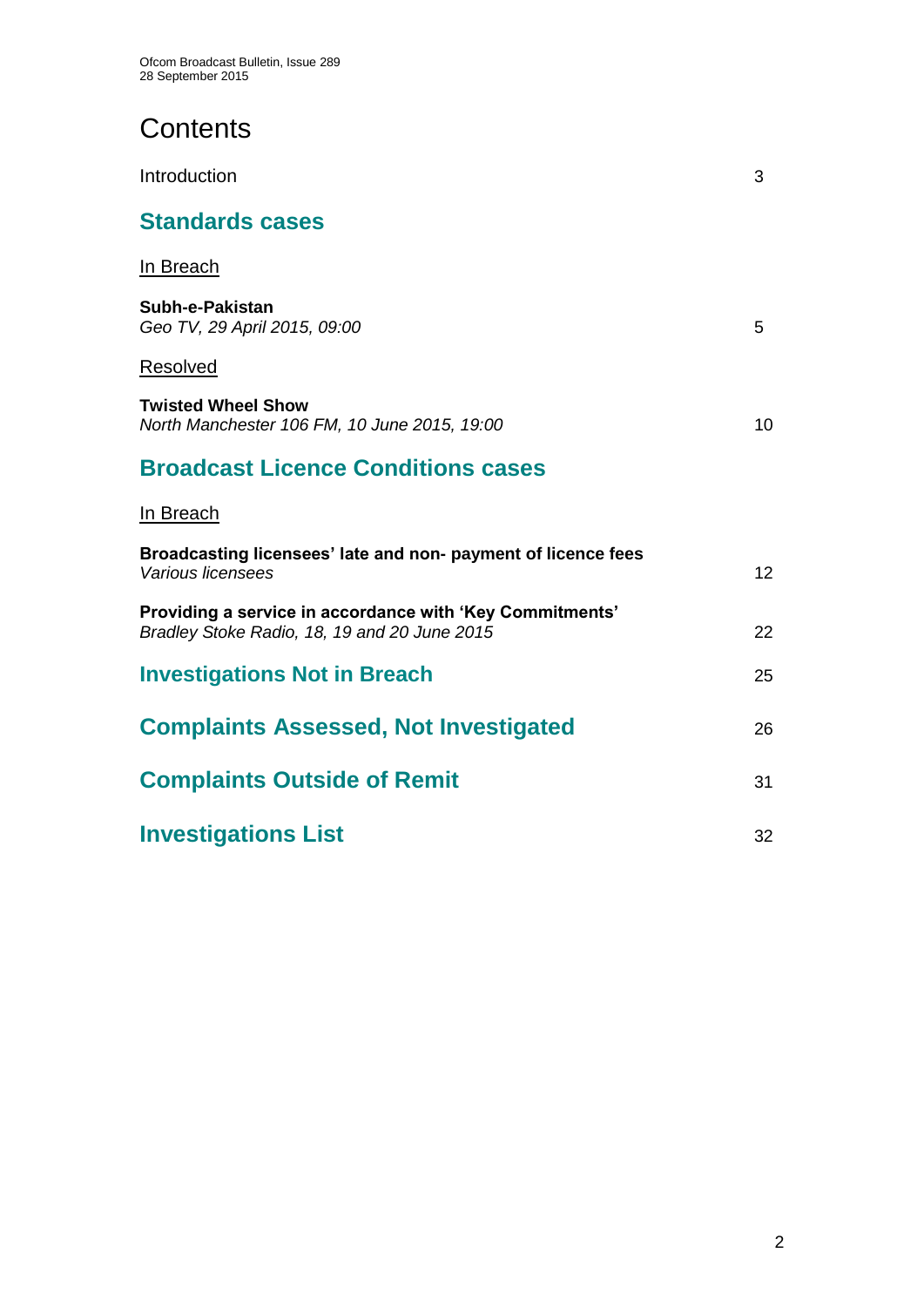# Contents

Introduction 3

## Standards cases

In Breach

**Subh-e-Pakistan**
*Geo TV, 29 April 2015, 09:00* 5

Resolved

**Twisted Wheel Show**
*North Manchester 106 FM, 10 June 2015, 19:00* 10

## Broadcast Licence Conditions cases

In Breach

**Broadcasting licensees' late and non- payment of licence fees**
*Various licensees* 12

**Providing a service in accordance with 'Key Commitments'**
*Bradley Stoke Radio, 18, 19 and 20 June 2015* 22

## Investigations Not in Breach 25

## Complaints Assessed, Not Investigated 26

## Complaints Outside of Remit 31

## Investigations List 32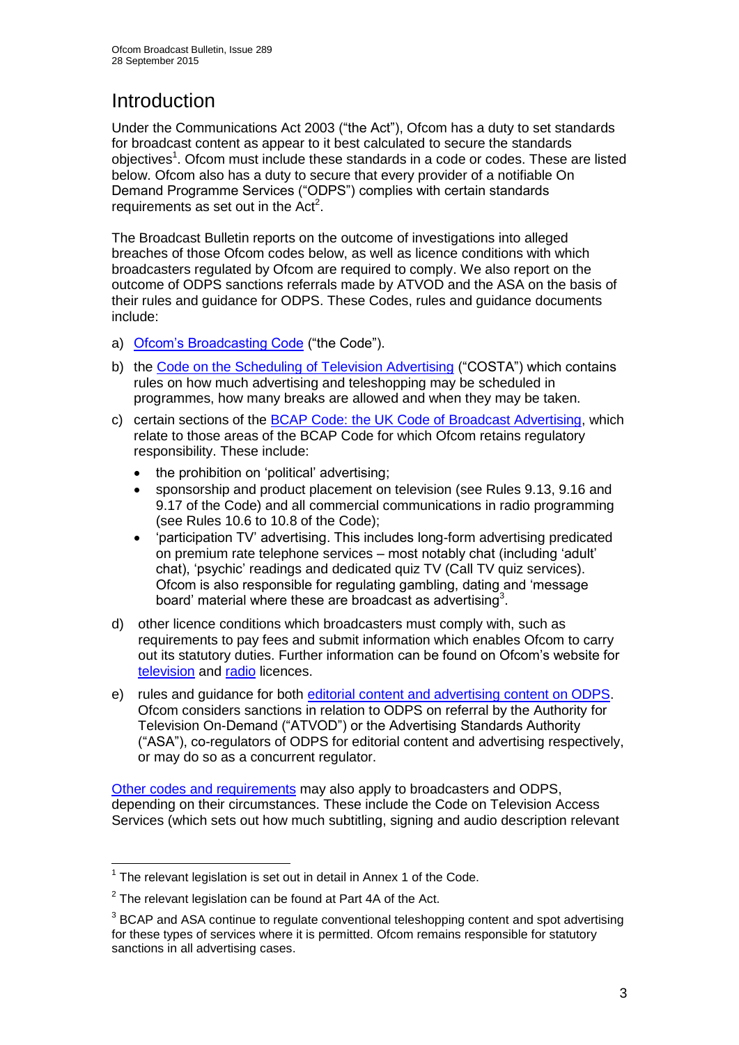# Introduction

Under the Communications Act 2003 ("the Act"), Ofcom has a duty to set standards for broadcast content as appear to it best calculated to secure the standards objectives[1]. Ofcom must include these standards in a code or codes. These are listed below. Ofcom also has a duty to secure that every provider of a notifiable On Demand Programme Services ("ODPS") complies with certain standards requirements as set out in the Act[2].

The Broadcast Bulletin reports on the outcome of investigations into alleged breaches of those Ofcom codes below, as well as licence conditions with which broadcasters regulated by Ofcom are required to comply. We also report on the outcome of ODPS sanctions referrals made by ATVOD and the ASA on the basis of their rules and guidance for ODPS. These Codes, rules and guidance documents include:

a) Ofcom's Broadcasting Code ("the Code").

b) the Code on the Scheduling of Television Advertising ("COSTA") which contains rules on how much advertising and teleshopping may be scheduled in programmes, how many breaks are allowed and when they may be taken.

c) certain sections of the BCAP Code: the UK Code of Broadcast Advertising, which relate to those areas of the BCAP Code for which Ofcom retains regulatory responsibility. These include:
   - the prohibition on 'political' advertising;
   - sponsorship and product placement on television (see Rules 9.13, 9.16 and 9.17 of the Code) and all commercial communications in radio programming (see Rules 10.6 to 10.8 of the Code);
   - 'participation TV' advertising. This includes long-form advertising predicated on premium rate telephone services – most notably chat (including 'adult' chat), 'psychic' readings and dedicated quiz TV (Call TV quiz services). Ofcom is also responsible for regulating gambling, dating and 'message board' material where these are broadcast as advertising[3].

d) other licence conditions which broadcasters must comply with, such as requirements to pay fees and submit information which enables Ofcom to carry out its statutory duties. Further information can be found on Ofcom's website for television and radio licences.

e) rules and guidance for both editorial content and advertising content on ODPS. Ofcom considers sanctions in relation to ODPS on referral by the Authority for Television On-Demand ("ATVOD") or the Advertising Standards Authority ("ASA"), co-regulators of ODPS for editorial content and advertising respectively, or may do so as a concurrent regulator.

Other codes and requirements may also apply to broadcasters and ODPS, depending on their circumstances. These include the Code on Television Access Services (which sets out how much subtitling, signing and audio description relevant

---

[1] The relevant legislation is set out in detail in Annex 1 of the Code.

[2] The relevant legislation can be found at Part 4A of the Act.

[3] BCAP and ASA continue to regulate conventional teleshopping content and spot advertising for these types of services where it is permitted. Ofcom remains responsible for statutory sanctions in all advertising cases.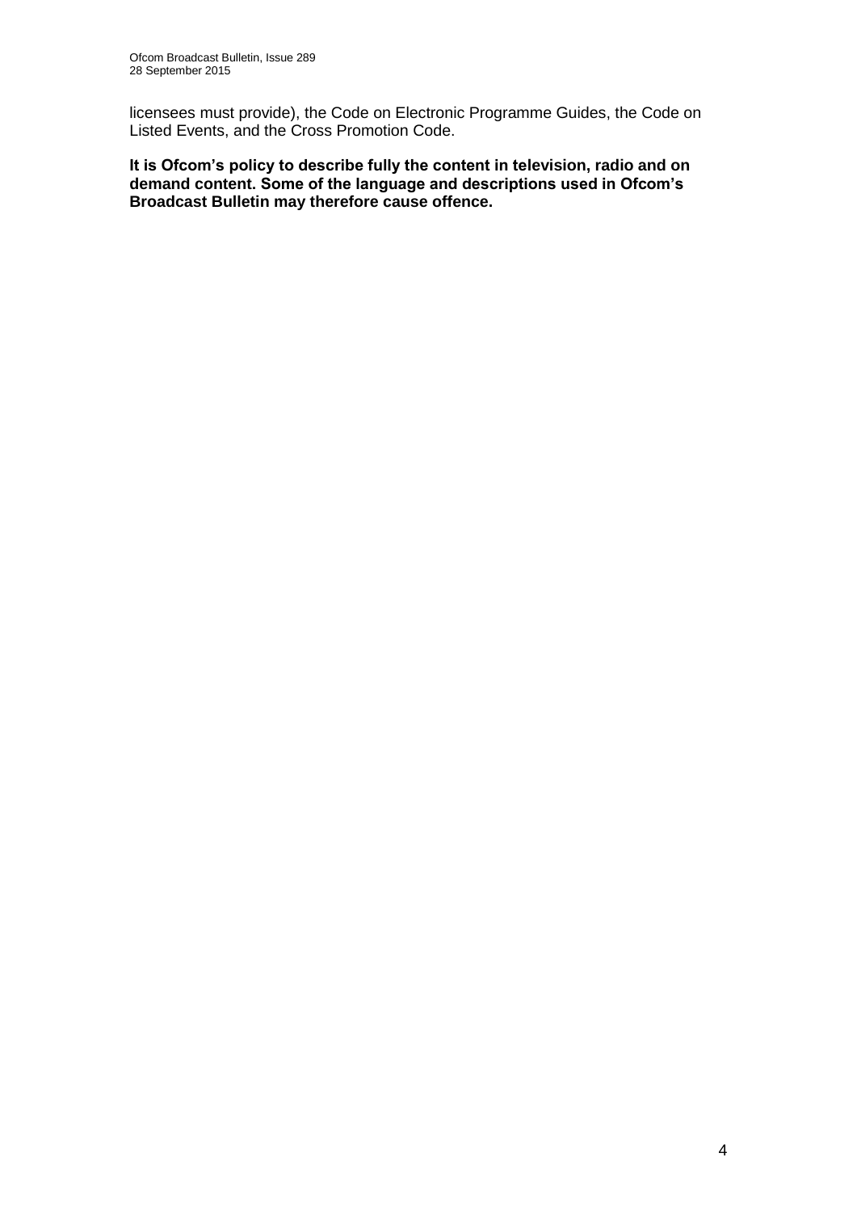licensees must provide), the Code on Electronic Programme Guides, the Code on Listed Events, and the Cross Promotion Code.

**It is Ofcom's policy to describe fully the content in television, radio and on demand content. Some of the language and descriptions used in Ofcom's Broadcast Bulletin may therefore cause offence.**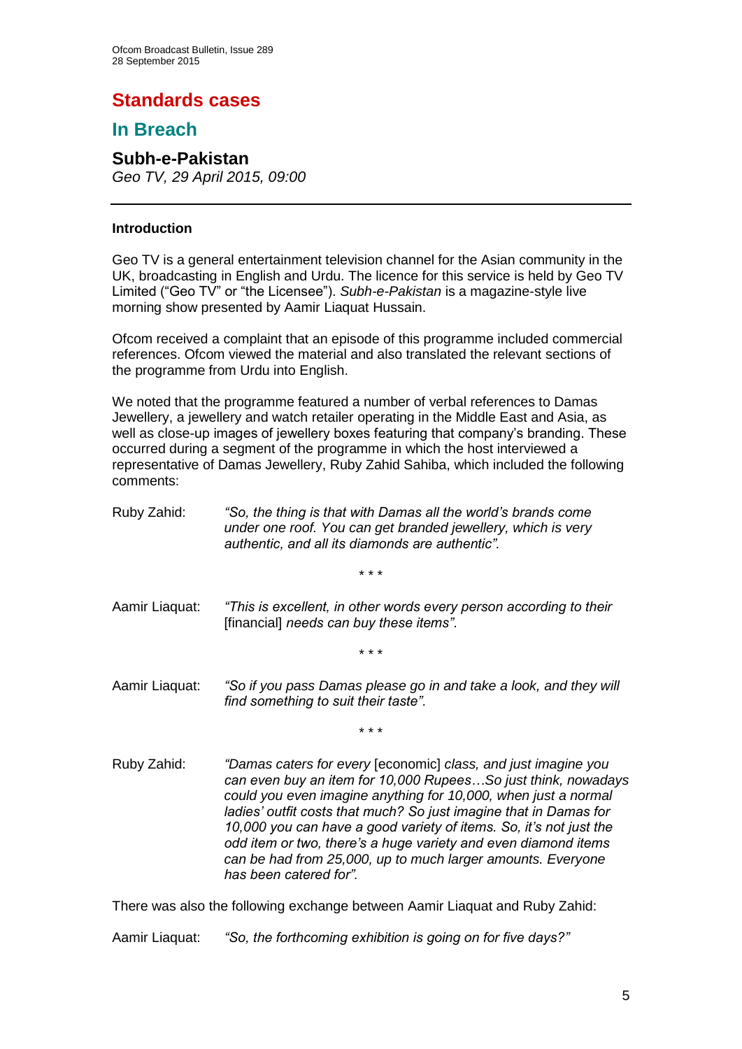# Standards cases

## In Breach

### Subh-e-Pakistan

*Geo TV, 29 April 2015, 09:00*

---

#### Introduction

Geo TV is a general entertainment television channel for the Asian community in the UK, broadcasting in English and Urdu. The licence for this service is held by Geo TV Limited ("Geo TV" or "the Licensee"). *Subh-e-Pakistan* is a magazine-style live morning show presented by Aamir Liaquat Hussain.

Ofcom received a complaint that an episode of this programme included commercial references. Ofcom viewed the material and also translated the relevant sections of the programme from Urdu into English.

We noted that the programme featured a number of verbal references to Damas Jewellery, a jewellery and watch retailer operating in the Middle East and Asia, as well as close-up images of jewellery boxes featuring that company's branding. These occurred during a segment of the programme in which the host interviewed a representative of Damas Jewellery, Ruby Zahid Sahiba, which included the following comments:

Ruby Zahid: *"So, the thing is that with Damas all the world's brands come under one roof. You can get branded jewellery, which is very authentic, and all its diamonds are authentic".*

\* \* \*

Aamir Liaquat: *"This is excellent, in other words every person according to their* [financial] *needs can buy these items".*

\* \* \*

Aamir Liaquat: *"So if you pass Damas please go in and take a look, and they will find something to suit their taste".*

\* \* \*

Ruby Zahid: *"Damas caters for every* [economic] *class, and just imagine you can even buy an item for 10,000 Rupees…So just think, nowadays could you even imagine anything for 10,000, when just a normal ladies' outfit costs that much? So just imagine that in Damas for 10,000 you can have a good variety of items. So, it's not just the odd item or two, there's a huge variety and even diamond items can be had from 25,000, up to much larger amounts. Everyone has been catered for".*

There was also the following exchange between Aamir Liaquat and Ruby Zahid:

Aamir Liaquat: *"So, the forthcoming exhibition is going on for five days?"*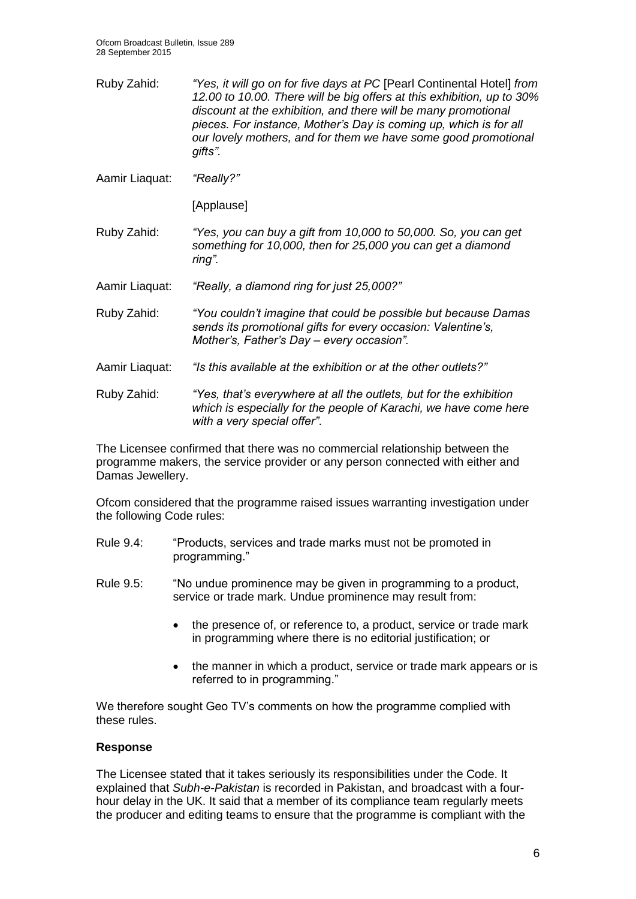Ruby Zahid: *"Yes, it will go on for five days at PC* [Pearl Continental Hotel] *from 12.00 to 10.00. There will be big offers at this exhibition, up to 30% discount at the exhibition, and there will be many promotional pieces. For instance, Mother's Day is coming up, which is for all our lovely mothers, and for them we have some good promotional gifts".*

Aamir Liaquat: *"Really?"*

[Applause]

Ruby Zahid: *"Yes, you can buy a gift from 10,000 to 50,000. So, you can get something for 10,000, then for 25,000 you can get a diamond ring".*

Aamir Liaquat: *"Really, a diamond ring for just 25,000?"*

Ruby Zahid: *"You couldn't imagine that could be possible but because Damas sends its promotional gifts for every occasion: Valentine's, Mother's, Father's Day – every occasion".*

Aamir Liaquat: *"Is this available at the exhibition or at the other outlets?"*

Ruby Zahid: *"Yes, that's everywhere at all the outlets, but for the exhibition which is especially for the people of Karachi, we have come here with a very special offer".*

The Licensee confirmed that there was no commercial relationship between the programme makers, the service provider or any person connected with either and Damas Jewellery.

Ofcom considered that the programme raised issues warranting investigation under the following Code rules:

Rule 9.4: "Products, services and trade marks must not be promoted in programming."

Rule 9.5: "No undue prominence may be given in programming to a product, service or trade mark. Undue prominence may result from:

- the presence of, or reference to, a product, service or trade mark in programming where there is no editorial justification; or
- the manner in which a product, service or trade mark appears or is referred to in programming."

We therefore sought Geo TV's comments on how the programme complied with these rules.

**Response**

The Licensee stated that it takes seriously its responsibilities under the Code. It explained that *Subh-e-Pakistan* is recorded in Pakistan, and broadcast with a four-hour delay in the UK. It said that a member of its compliance team regularly meets the producer and editing teams to ensure that the programme is compliant with the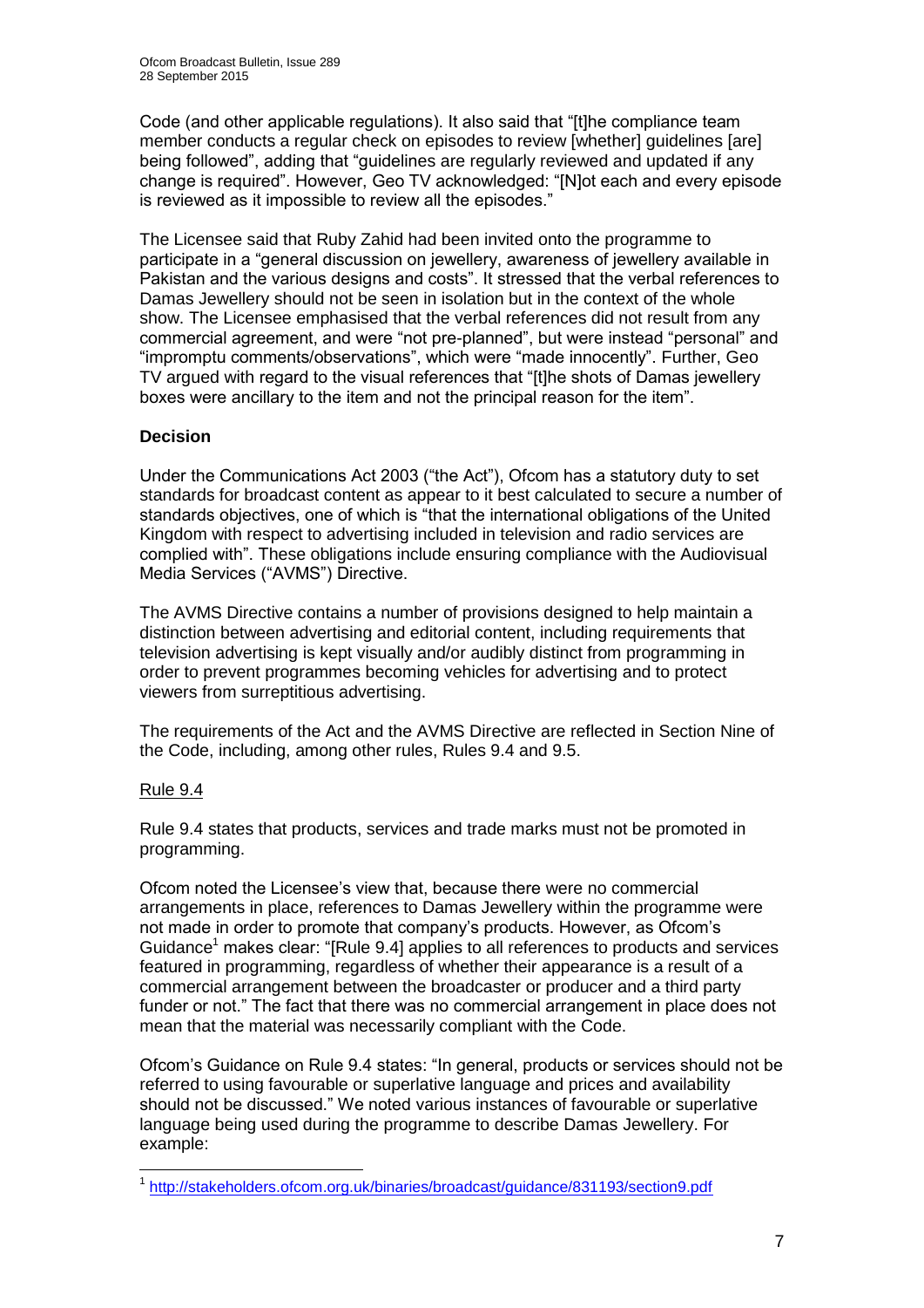Code (and other applicable regulations). It also said that "[t]he compliance team member conducts a regular check on episodes to review [whether] guidelines [are] being followed", adding that "guidelines are regularly reviewed and updated if any change is required". However, Geo TV acknowledged: "[N]ot each and every episode is reviewed as it impossible to review all the episodes."

The Licensee said that Ruby Zahid had been invited onto the programme to participate in a "general discussion on jewellery, awareness of jewellery available in Pakistan and the various designs and costs". It stressed that the verbal references to Damas Jewellery should not be seen in isolation but in the context of the whole show. The Licensee emphasised that the verbal references did not result from any commercial agreement, and were "not pre-planned", but were instead "personal" and "impromptu comments/observations", which were "made innocently". Further, Geo TV argued with regard to the visual references that "[t]he shots of Damas jewellery boxes were ancillary to the item and not the principal reason for the item".

**Decision**

Under the Communications Act 2003 ("the Act"), Ofcom has a statutory duty to set standards for broadcast content as appear to it best calculated to secure a number of standards objectives, one of which is "that the international obligations of the United Kingdom with respect to advertising included in television and radio services are complied with". These obligations include ensuring compliance with the Audiovisual Media Services ("AVMS") Directive.

The AVMS Directive contains a number of provisions designed to help maintain a distinction between advertising and editorial content, including requirements that television advertising is kept visually and/or audibly distinct from programming in order to prevent programmes becoming vehicles for advertising and to protect viewers from surreptitious advertising.

The requirements of the Act and the AVMS Directive are reflected in Section Nine of the Code, including, among other rules, Rules 9.4 and 9.5.

Rule 9.4

Rule 9.4 states that products, services and trade marks must not be promoted in programming.

Ofcom noted the Licensee's view that, because there were no commercial arrangements in place, references to Damas Jewellery within the programme were not made in order to promote that company's products. However, as Ofcom's Guidance[1] makes clear: "[Rule 9.4] applies to all references to products and services featured in programming, regardless of whether their appearance is a result of a commercial arrangement between the broadcaster or producer and a third party funder or not." The fact that there was no commercial arrangement in place does not mean that the material was necessarily compliant with the Code.

Ofcom's Guidance on Rule 9.4 states: "In general, products or services should not be referred to using favourable or superlative language and prices and availability should not be discussed." We noted various instances of favourable or superlative language being used during the programme to describe Damas Jewellery. For example:

[1] http://stakeholders.ofcom.org.uk/binaries/broadcast/guidance/831193/section9.pdf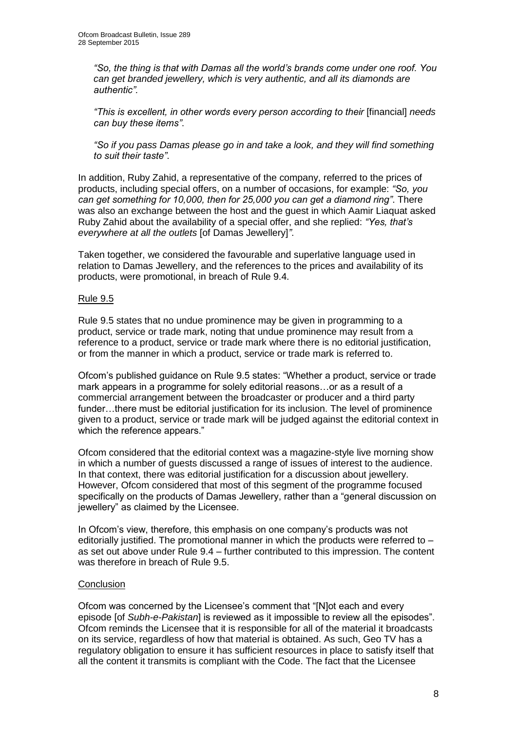*"So, the thing is that with Damas all the world's brands come under one roof. You can get branded jewellery, which is very authentic, and all its diamonds are authentic".*

*"This is excellent, in other words every person according to their* [financial] *needs can buy these items".*

*"So if you pass Damas please go in and take a look, and they will find something to suit their taste".*

In addition, Ruby Zahid, a representative of the company, referred to the prices of products, including special offers, on a number of occasions, for example: *"So, you can get something for 10,000, then for 25,000 you can get a diamond ring"*. There was also an exchange between the host and the guest in which Aamir Liaquat asked Ruby Zahid about the availability of a special offer, and she replied: *"Yes, that's everywhere at all the outlets* [of Damas Jewellery]*"*.

Taken together, we considered the favourable and superlative language used in relation to Damas Jewellery, and the references to the prices and availability of its products, were promotional, in breach of Rule 9.4.

Rule 9.5

Rule 9.5 states that no undue prominence may be given in programming to a product, service or trade mark, noting that undue prominence may result from a reference to a product, service or trade mark where there is no editorial justification, or from the manner in which a product, service or trade mark is referred to.

Ofcom's published guidance on Rule 9.5 states: "Whether a product, service or trade mark appears in a programme for solely editorial reasons…or as a result of a commercial arrangement between the broadcaster or producer and a third party funder…there must be editorial justification for its inclusion. The level of prominence given to a product, service or trade mark will be judged against the editorial context in which the reference appears."

Ofcom considered that the editorial context was a magazine-style live morning show in which a number of guests discussed a range of issues of interest to the audience. In that context, there was editorial justification for a discussion about jewellery. However, Ofcom considered that most of this segment of the programme focused specifically on the products of Damas Jewellery, rather than a "general discussion on jewellery" as claimed by the Licensee.

In Ofcom's view, therefore, this emphasis on one company's products was not editorially justified. The promotional manner in which the products were referred to – as set out above under Rule 9.4 – further contributed to this impression. The content was therefore in breach of Rule 9.5.

Conclusion

Ofcom was concerned by the Licensee's comment that "[N]ot each and every episode [of *Subh-e-Pakistan*] is reviewed as it impossible to review all the episodes". Ofcom reminds the Licensee that it is responsible for all of the material it broadcasts on its service, regardless of how that material is obtained. As such, Geo TV has a regulatory obligation to ensure it has sufficient resources in place to satisfy itself that all the content it transmits is compliant with the Code. The fact that the Licensee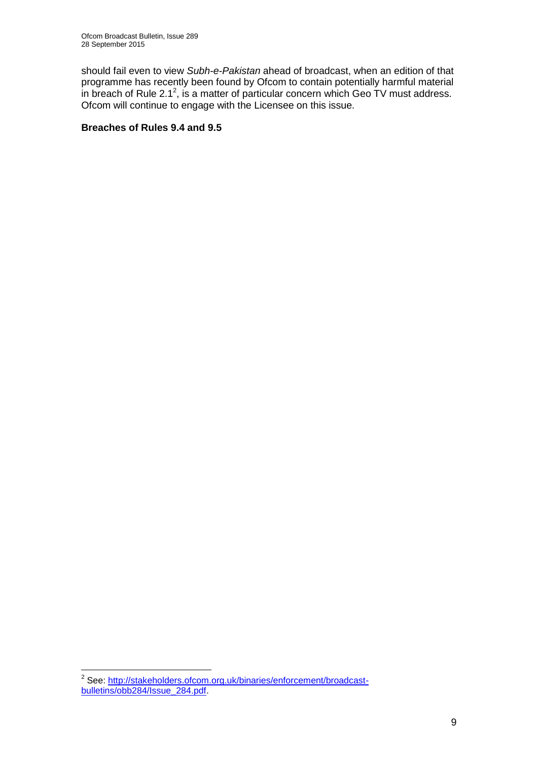should fail even to view *Subh-e-Pakistan* ahead of broadcast, when an edition of that programme has recently been found by Ofcom to contain potentially harmful material in breach of Rule 2.1[2], is a matter of particular concern which Geo TV must address. Ofcom will continue to engage with the Licensee on this issue.

**Breaches of Rules 9.4 and 9.5**

---

[2] See: [http://stakeholders.ofcom.org.uk/binaries/enforcement/broadcast-bulletins/obb284/Issue_284.pdf](http://stakeholders.ofcom.org.uk/binaries/enforcement/broadcast-bulletins/obb284/Issue_284.pdf).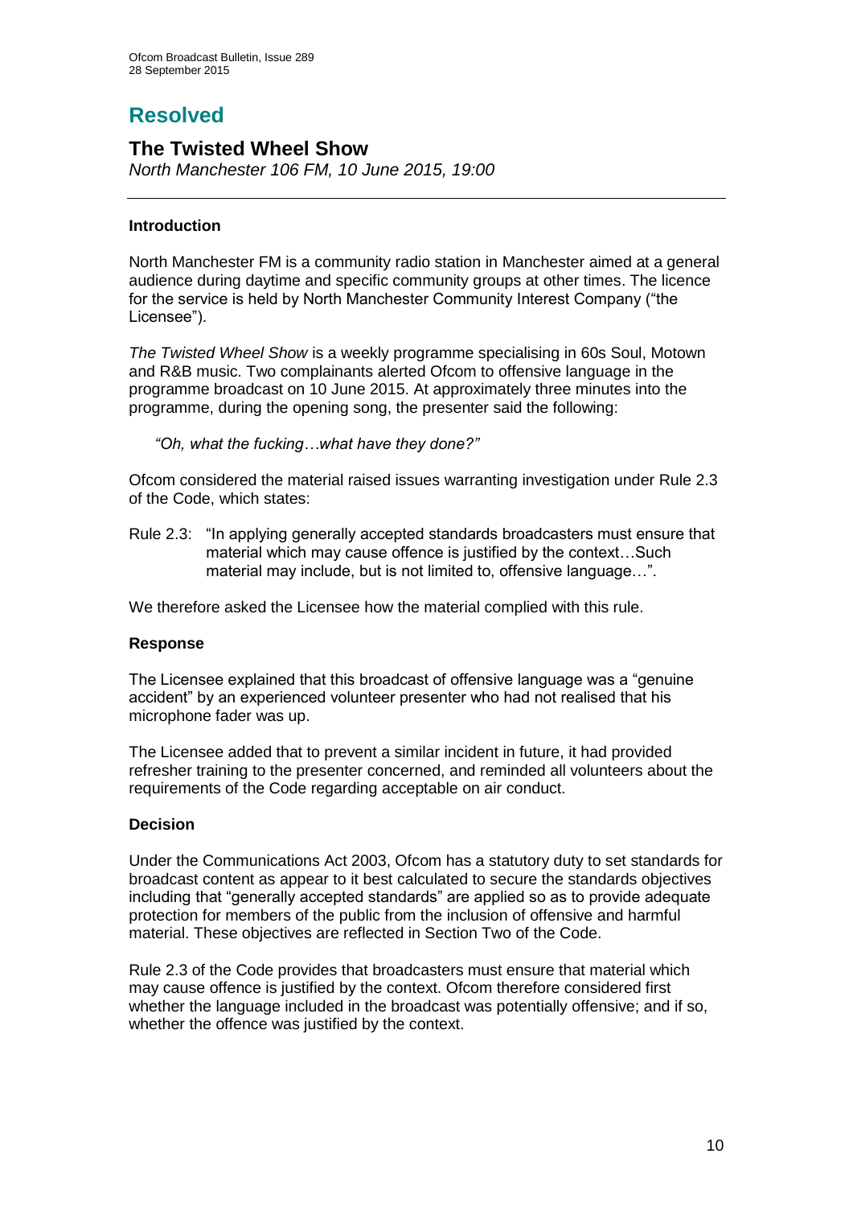# Resolved

## The Twisted Wheel Show

*North Manchester 106 FM, 10 June 2015, 19:00*

---

### Introduction

North Manchester FM is a community radio station in Manchester aimed at a general audience during daytime and specific community groups at other times. The licence for the service is held by North Manchester Community Interest Company ("the Licensee").

*The Twisted Wheel Show* is a weekly programme specialising in 60s Soul, Motown and R&B music. Two complainants alerted Ofcom to offensive language in the programme broadcast on 10 June 2015. At approximately three minutes into the programme, during the opening song, the presenter said the following:

*"Oh, what the fucking…what have they done?"*

Ofcom considered the material raised issues warranting investigation under Rule 2.3 of the Code, which states:

Rule 2.3: "In applying generally accepted standards broadcasters must ensure that material which may cause offence is justified by the context…Such material may include, but is not limited to, offensive language…".

We therefore asked the Licensee how the material complied with this rule.

### Response

The Licensee explained that this broadcast of offensive language was a "genuine accident" by an experienced volunteer presenter who had not realised that his microphone fader was up.

The Licensee added that to prevent a similar incident in future, it had provided refresher training to the presenter concerned, and reminded all volunteers about the requirements of the Code regarding acceptable on air conduct.

### Decision

Under the Communications Act 2003, Ofcom has a statutory duty to set standards for broadcast content as appear to it best calculated to secure the standards objectives including that "generally accepted standards" are applied so as to provide adequate protection for members of the public from the inclusion of offensive and harmful material. These objectives are reflected in Section Two of the Code.

Rule 2.3 of the Code provides that broadcasters must ensure that material which may cause offence is justified by the context. Ofcom therefore considered first whether the language included in the broadcast was potentially offensive; and if so, whether the offence was justified by the context.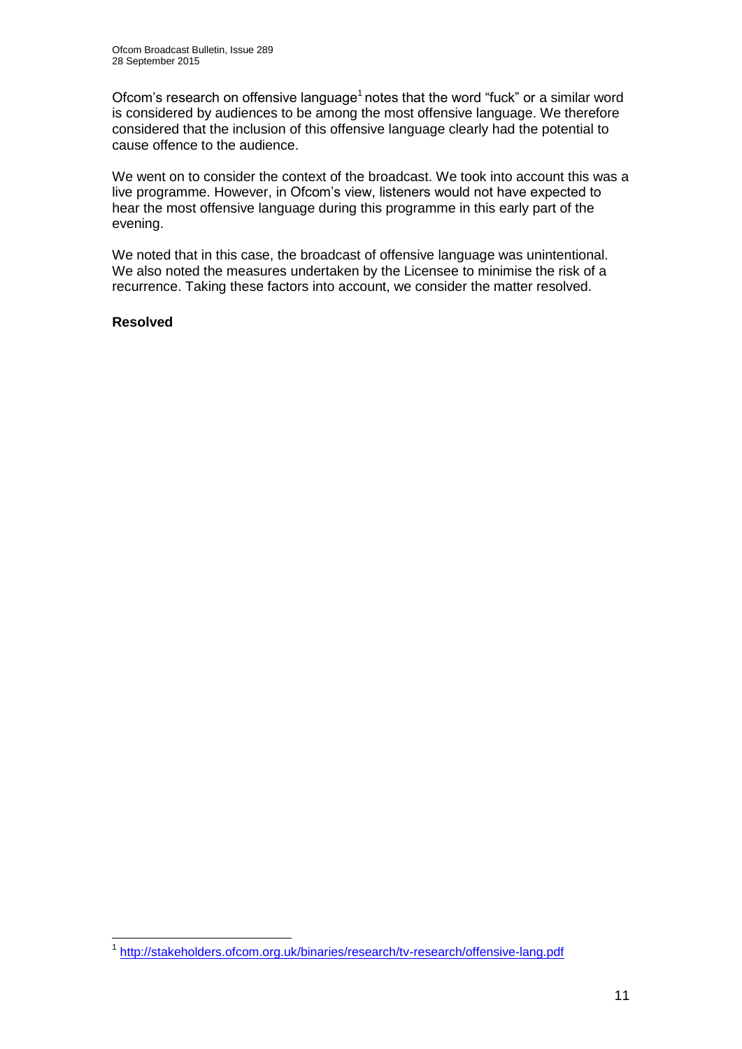Ofcom's research on offensive language[1] notes that the word "fuck" or a similar word is considered by audiences to be among the most offensive language. We therefore considered that the inclusion of this offensive language clearly had the potential to cause offence to the audience.

We went on to consider the context of the broadcast. We took into account this was a live programme. However, in Ofcom's view, listeners would not have expected to hear the most offensive language during this programme in this early part of the evening.

We noted that in this case, the broadcast of offensive language was unintentional. We also noted the measures undertaken by the Licensee to minimise the risk of a recurrence. Taking these factors into account, we consider the matter resolved.

**Resolved**

[1] http://stakeholders.ofcom.org.uk/binaries/research/tv-research/offensive-lang.pdf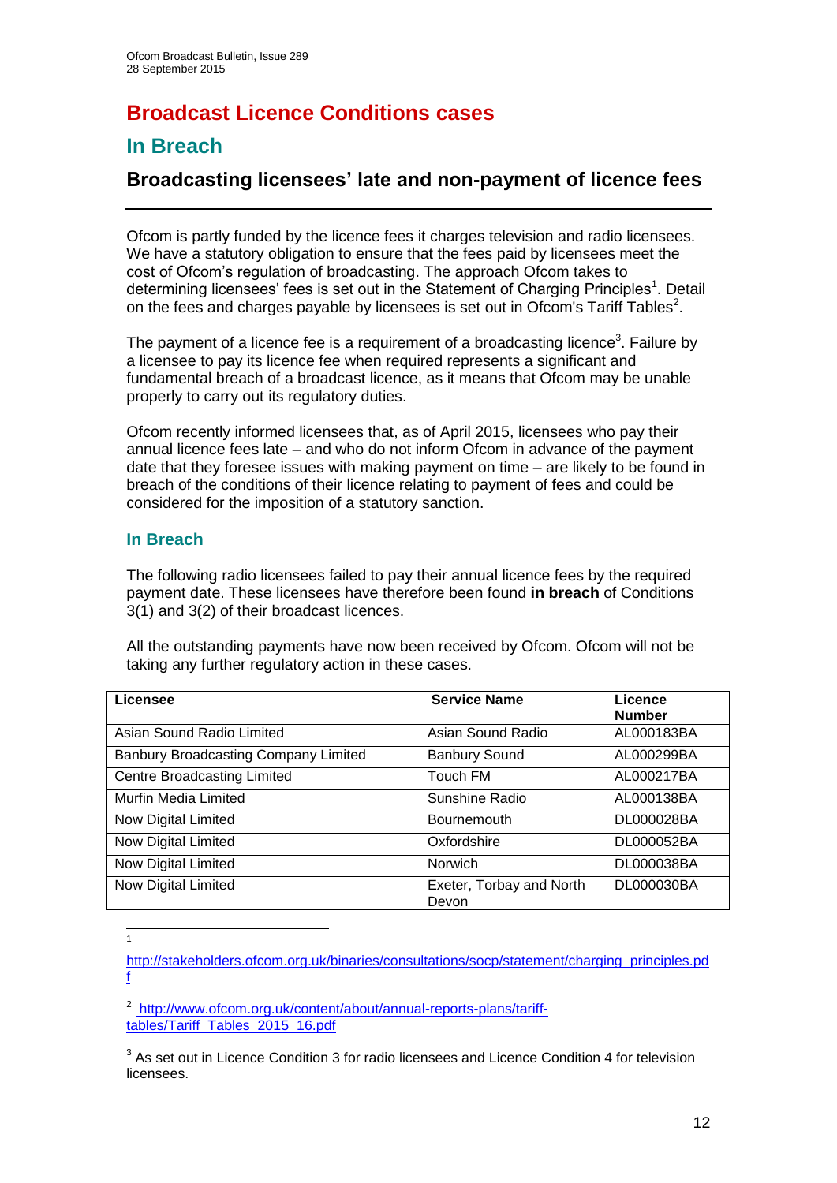# Broadcast Licence Conditions cases

## In Breach

### Broadcasting licensees' late and non-payment of licence fees

Ofcom is partly funded by the licence fees it charges television and radio licensees. We have a statutory obligation to ensure that the fees paid by licensees meet the cost of Ofcom's regulation of broadcasting. The approach Ofcom takes to determining licensees' fees is set out in the Statement of Charging Principles[1]. Detail on the fees and charges payable by licensees is set out in Ofcom's Tariff Tables[2].

The payment of a licence fee is a requirement of a broadcasting licence[3]. Failure by a licensee to pay its licence fee when required represents a significant and fundamental breach of a broadcast licence, as it means that Ofcom may be unable properly to carry out its regulatory duties.

Ofcom recently informed licensees that, as of April 2015, licensees who pay their annual licence fees late – and who do not inform Ofcom in advance of the payment date that they foresee issues with making payment on time – are likely to be found in breach of the conditions of their licence relating to payment of fees and could be considered for the imposition of a statutory sanction.

#### In Breach

The following radio licensees failed to pay their annual licence fees by the required payment date. These licensees have therefore been found **in breach** of Conditions 3(1) and 3(2) of their broadcast licences.

All the outstanding payments have now been received by Ofcom. Ofcom will not be taking any further regulatory action in these cases.

| Licensee | Service Name | Licence Number |
|---|---|---|
| Asian Sound Radio Limited | Asian Sound Radio | AL000183BA |
| Banbury Broadcasting Company Limited | Banbury Sound | AL000299BA |
| Centre Broadcasting Limited | Touch FM | AL000217BA |
| Murfin Media Limited | Sunshine Radio | AL000138BA |
| Now Digital Limited | Bournemouth | DL000028BA |
| Now Digital Limited | Oxfordshire | DL000052BA |
| Now Digital Limited | Norwich | DL000038BA |
| Now Digital Limited | Exeter, Torbay and North Devon | DL000030BA |

---

[1] http://stakeholders.ofcom.org.uk/binaries/consultations/socp/statement/charging_principles.pdf

[2] http://www.ofcom.org.uk/content/about/annual-reports-plans/tariff-tables/Tariff_Tables_2015_16.pdf

[3] As set out in Licence Condition 3 for radio licensees and Licence Condition 4 for television licensees.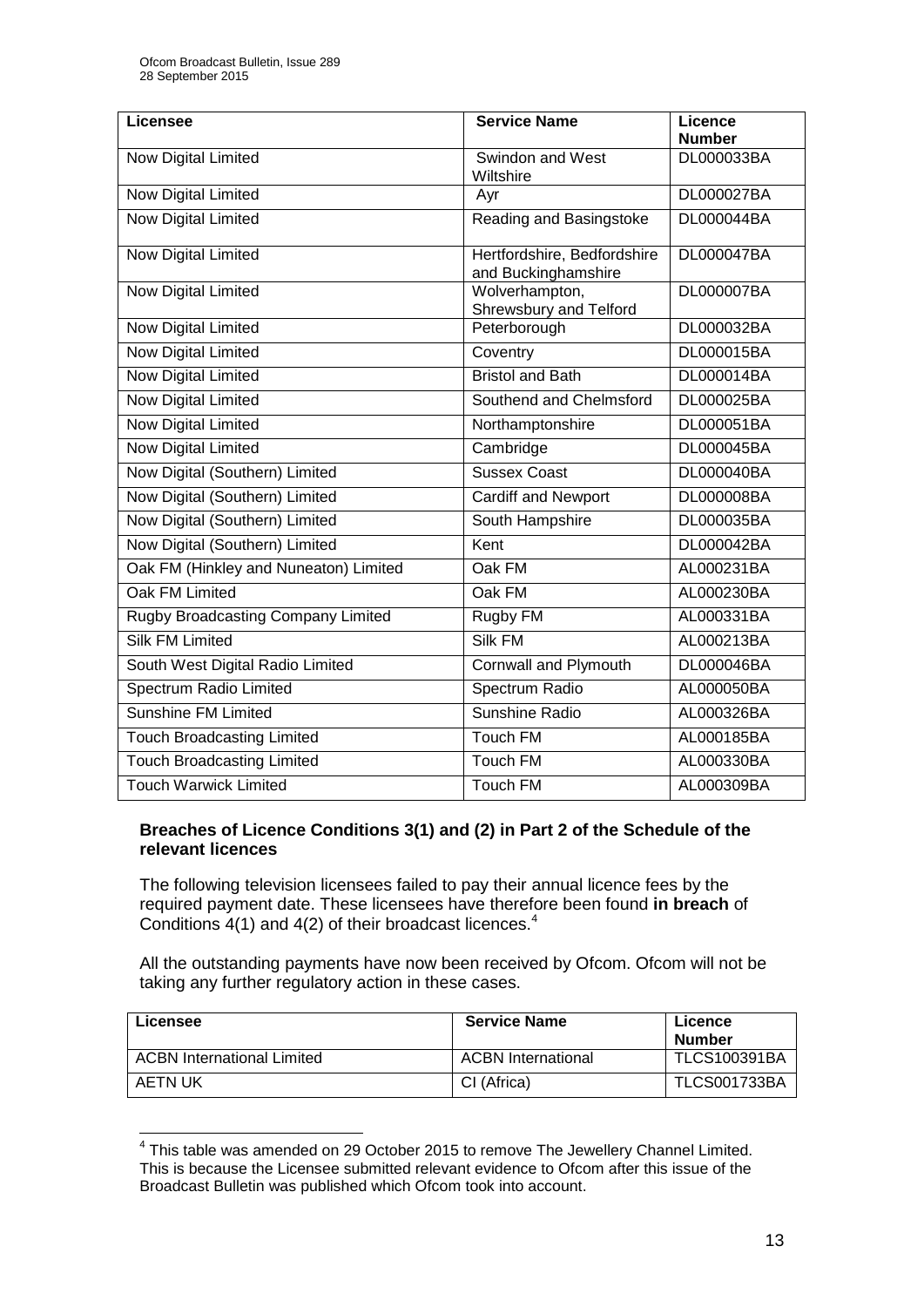| Licensee | Service Name | Licence Number |
| --- | --- | --- |
| Now Digital Limited | Swindon and West Wiltshire | DL000033BA |
| Now Digital Limited | Ayr | DL000027BA |
| Now Digital Limited | Reading and Basingstoke | DL000044BA |
| Now Digital Limited | Hertfordshire, Bedfordshire and Buckinghamshire | DL000047BA |
| Now Digital Limited | Wolverhampton, Shrewsbury and Telford | DL000007BA |
| Now Digital Limited | Peterborough | DL000032BA |
| Now Digital Limited | Coventry | DL000015BA |
| Now Digital Limited | Bristol and Bath | DL000014BA |
| Now Digital Limited | Southend and Chelmsford | DL000025BA |
| Now Digital Limited | Northamptonshire | DL000051BA |
| Now Digital Limited | Cambridge | DL000045BA |
| Now Digital (Southern) Limited | Sussex Coast | DL000040BA |
| Now Digital (Southern) Limited | Cardiff and Newport | DL000008BA |
| Now Digital (Southern) Limited | South Hampshire | DL000035BA |
| Now Digital (Southern) Limited | Kent | DL000042BA |
| Oak FM (Hinkley and Nuneaton) Limited | Oak FM | AL000231BA |
| Oak FM Limited | Oak FM | AL000230BA |
| Rugby Broadcasting Company Limited | Rugby FM | AL000331BA |
| Silk FM Limited | Silk FM | AL000213BA |
| South West Digital Radio Limited | Cornwall and Plymouth | DL000046BA |
| Spectrum Radio Limited | Spectrum Radio | AL000050BA |
| Sunshine FM Limited | Sunshine Radio | AL000326BA |
| Touch Broadcasting Limited | Touch FM | AL000185BA |
| Touch Broadcasting Limited | Touch FM | AL000330BA |
| Touch Warwick Limited | Touch FM | AL000309BA |

**Breaches of Licence Conditions 3(1) and (2) in Part 2 of the Schedule of the relevant licences**

The following television licensees failed to pay their annual licence fees by the required payment date. These licensees have therefore been found **in breach** of Conditions 4(1) and 4(2) of their broadcast licences.[4]

All the outstanding payments have now been received by Ofcom. Ofcom will not be taking any further regulatory action in these cases.

| Licensee | Service Name | Licence Number |
| --- | --- | --- |
| ACBN International Limited | ACBN International | TLCS100391BA |
| AETN UK | CI (Africa) | TLCS001733BA |

[4] This table was amended on 29 October 2015 to remove The Jewellery Channel Limited. This is because the Licensee submitted relevant evidence to Ofcom after this issue of the Broadcast Bulletin was published which Ofcom took into account.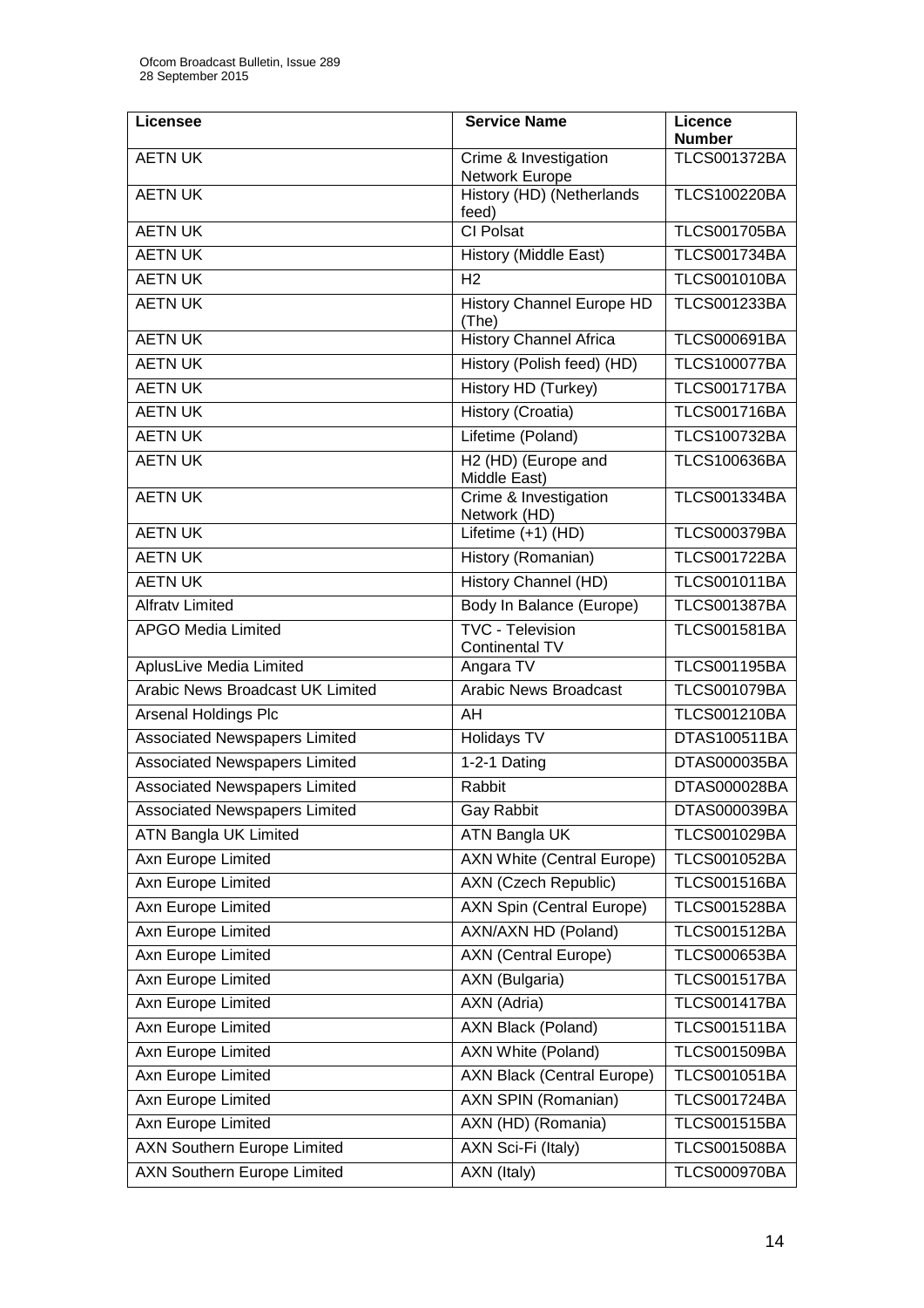| Licensee | Service Name | Licence Number |
|---|---|---|
| AETN UK | Crime & Investigation Network Europe | TLCS001372BA |
| AETN UK | History (HD) (Netherlands feed) | TLCS100220BA |
| AETN UK | CI Polsat | TLCS001705BA |
| AETN UK | History (Middle East) | TLCS001734BA |
| AETN UK | H2 | TLCS001010BA |
| AETN UK | History Channel Europe HD (The) | TLCS001233BA |
| AETN UK | History Channel Africa | TLCS000691BA |
| AETN UK | History (Polish feed) (HD) | TLCS100077BA |
| AETN UK | History HD (Turkey) | TLCS001717BA |
| AETN UK | History (Croatia) | TLCS001716BA |
| AETN UK | Lifetime (Poland) | TLCS100732BA |
| AETN UK | H2 (HD) (Europe and Middle East) | TLCS100636BA |
| AETN UK | Crime & Investigation Network (HD) | TLCS001334BA |
| AETN UK | Lifetime (+1) (HD) | TLCS000379BA |
| AETN UK | History (Romanian) | TLCS001722BA |
| AETN UK | History Channel (HD) | TLCS001011BA |
| Alfratv Limited | Body In Balance (Europe) | TLCS001387BA |
| APGO Media Limited | TVC - Television Continental TV | TLCS001581BA |
| AplusLive Media Limited | Angara TV | TLCS001195BA |
| Arabic News Broadcast UK Limited | Arabic News Broadcast | TLCS001079BA |
| Arsenal Holdings Plc | AH | TLCS001210BA |
| Associated Newspapers Limited | Holidays TV | DTAS100511BA |
| Associated Newspapers Limited | 1-2-1 Dating | DTAS000035BA |
| Associated Newspapers Limited | Rabbit | DTAS000028BA |
| Associated Newspapers Limited | Gay Rabbit | DTAS000039BA |
| ATN Bangla UK Limited | ATN Bangla UK | TLCS001029BA |
| Axn Europe Limited | AXN White (Central Europe) | TLCS001052BA |
| Axn Europe Limited | AXN (Czech Republic) | TLCS001516BA |
| Axn Europe Limited | AXN Spin (Central Europe) | TLCS001528BA |
| Axn Europe Limited | AXN/AXN HD (Poland) | TLCS001512BA |
| Axn Europe Limited | AXN (Central Europe) | TLCS000653BA |
| Axn Europe Limited | AXN (Bulgaria) | TLCS001517BA |
| Axn Europe Limited | AXN (Adria) | TLCS001417BA |
| Axn Europe Limited | AXN Black (Poland) | TLCS001511BA |
| Axn Europe Limited | AXN White (Poland) | TLCS001509BA |
| Axn Europe Limited | AXN Black (Central Europe) | TLCS001051BA |
| Axn Europe Limited | AXN SPIN (Romanian) | TLCS001724BA |
| Axn Europe Limited | AXN (HD) (Romania) | TLCS001515BA |
| AXN Southern Europe Limited | AXN Sci-Fi (Italy) | TLCS001508BA |
| AXN Southern Europe Limited | AXN (Italy) | TLCS000970BA |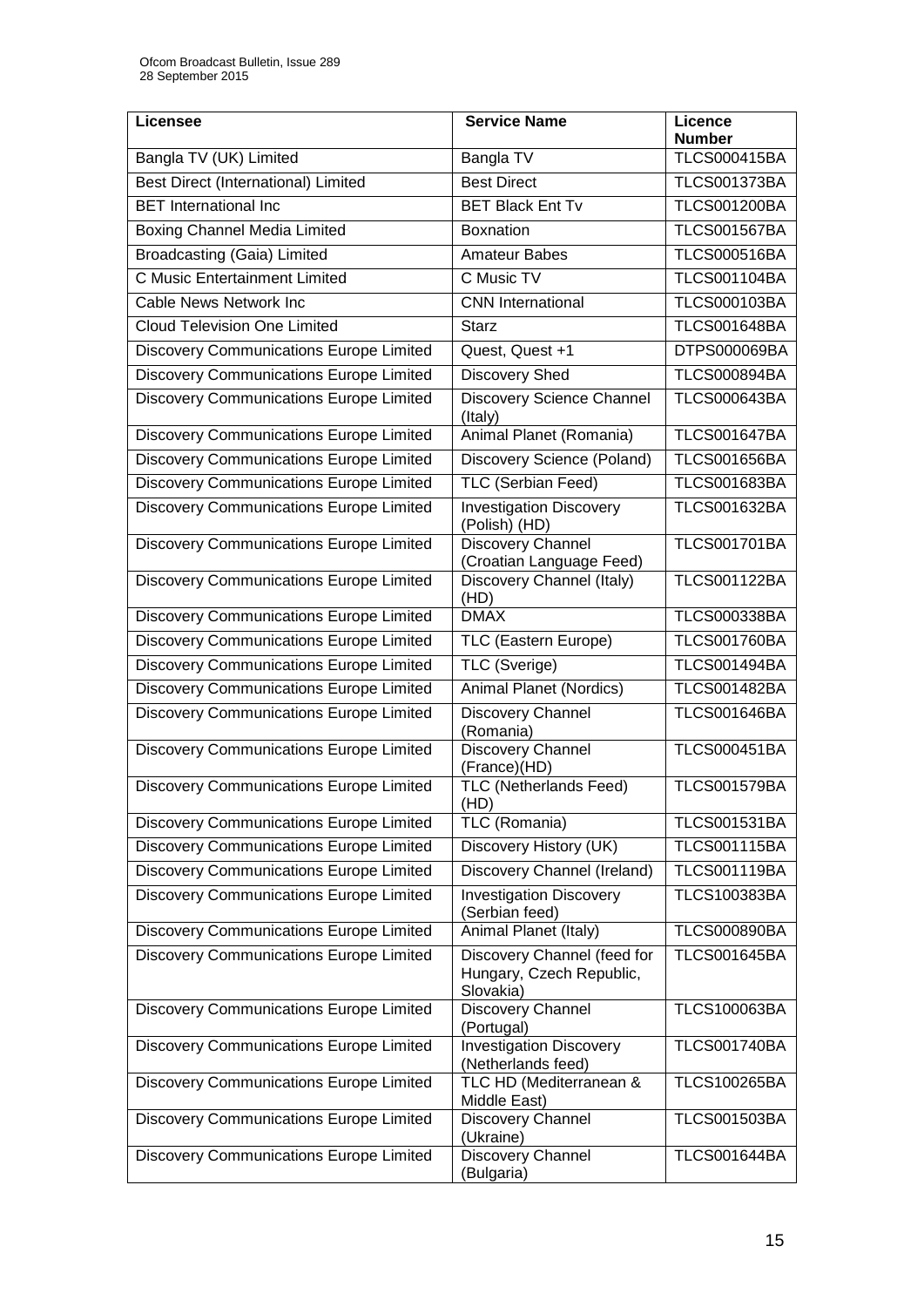| Licensee | Service Name | Licence Number |
|---|---|---|
| Bangla TV (UK) Limited | Bangla TV | TLCS000415BA |
| Best Direct (International) Limited | Best Direct | TLCS001373BA |
| BET International Inc | BET Black Ent Tv | TLCS001200BA |
| Boxing Channel Media Limited | Boxnation | TLCS001567BA |
| Broadcasting (Gaia) Limited | Amateur Babes | TLCS000516BA |
| C Music Entertainment Limited | C Music TV | TLCS001104BA |
| Cable News Network Inc | CNN International | TLCS000103BA |
| Cloud Television One Limited | Starz | TLCS001648BA |
| Discovery Communications Europe Limited | Quest, Quest +1 | DTPS000069BA |
| Discovery Communications Europe Limited | Discovery Shed | TLCS000894BA |
| Discovery Communications Europe Limited | Discovery Science Channel (Italy) | TLCS000643BA |
| Discovery Communications Europe Limited | Animal Planet (Romania) | TLCS001647BA |
| Discovery Communications Europe Limited | Discovery Science (Poland) | TLCS001656BA |
| Discovery Communications Europe Limited | TLC (Serbian Feed) | TLCS001683BA |
| Discovery Communications Europe Limited | Investigation Discovery (Polish) (HD) | TLCS001632BA |
| Discovery Communications Europe Limited | Discovery Channel (Croatian Language Feed) | TLCS001701BA |
| Discovery Communications Europe Limited | Discovery Channel (Italy) (HD) | TLCS001122BA |
| Discovery Communications Europe Limited | DMAX | TLCS000338BA |
| Discovery Communications Europe Limited | TLC (Eastern Europe) | TLCS001760BA |
| Discovery Communications Europe Limited | TLC (Sverige) | TLCS001494BA |
| Discovery Communications Europe Limited | Animal Planet (Nordics) | TLCS001482BA |
| Discovery Communications Europe Limited | Discovery Channel (Romania) | TLCS001646BA |
| Discovery Communications Europe Limited | Discovery Channel (France)(HD) | TLCS000451BA |
| Discovery Communications Europe Limited | TLC (Netherlands Feed) (HD) | TLCS001579BA |
| Discovery Communications Europe Limited | TLC (Romania) | TLCS001531BA |
| Discovery Communications Europe Limited | Discovery History (UK) | TLCS001115BA |
| Discovery Communications Europe Limited | Discovery Channel (Ireland) | TLCS001119BA |
| Discovery Communications Europe Limited | Investigation Discovery (Serbian feed) | TLCS100383BA |
| Discovery Communications Europe Limited | Animal Planet (Italy) | TLCS000890BA |
| Discovery Communications Europe Limited | Discovery Channel (feed for Hungary, Czech Republic, Slovakia) | TLCS001645BA |
| Discovery Communications Europe Limited | Discovery Channel (Portugal) | TLCS100063BA |
| Discovery Communications Europe Limited | Investigation Discovery (Netherlands feed) | TLCS001740BA |
| Discovery Communications Europe Limited | TLC HD (Mediterranean & Middle East) | TLCS100265BA |
| Discovery Communications Europe Limited | Discovery Channel (Ukraine) | TLCS001503BA |
| Discovery Communications Europe Limited | Discovery Channel (Bulgaria) | TLCS001644BA |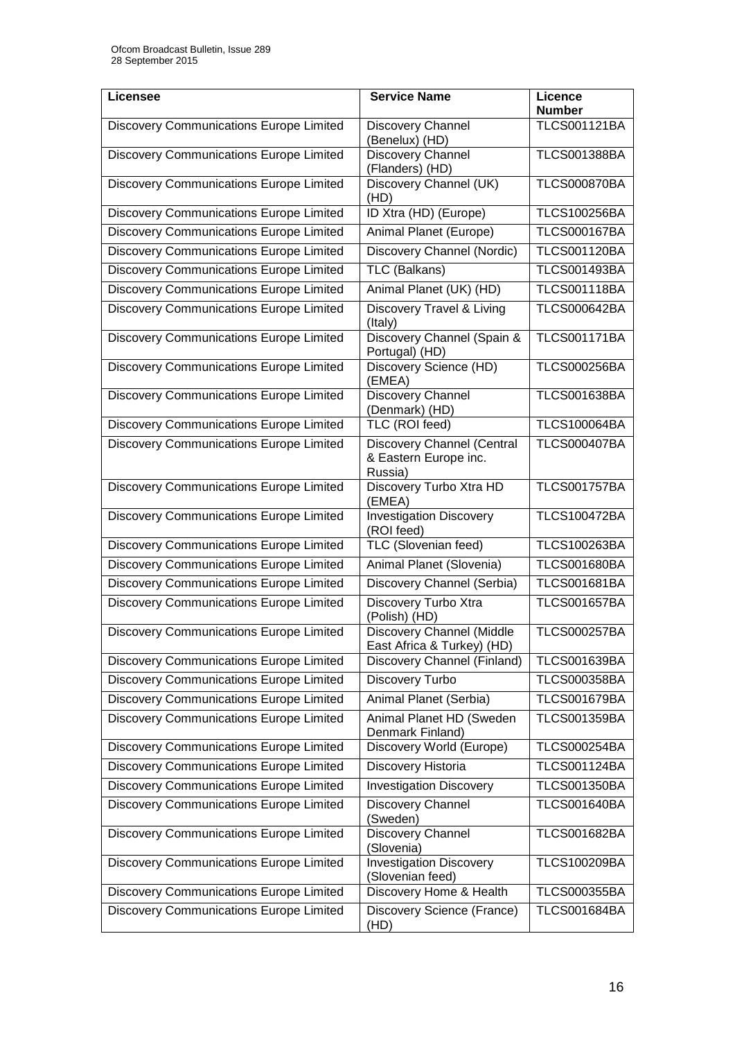| Licensee | Service Name | Licence Number |
| --- | --- | --- |
| Discovery Communications Europe Limited | Discovery Channel (Benelux) (HD) | TLCS001121BA |
| Discovery Communications Europe Limited | Discovery Channel (Flanders) (HD) | TLCS001388BA |
| Discovery Communications Europe Limited | Discovery Channel (UK) (HD) | TLCS000870BA |
| Discovery Communications Europe Limited | ID Xtra (HD) (Europe) | TLCS100256BA |
| Discovery Communications Europe Limited | Animal Planet (Europe) | TLCS000167BA |
| Discovery Communications Europe Limited | Discovery Channel (Nordic) | TLCS001120BA |
| Discovery Communications Europe Limited | TLC (Balkans) | TLCS001493BA |
| Discovery Communications Europe Limited | Animal Planet (UK) (HD) | TLCS001118BA |
| Discovery Communications Europe Limited | Discovery Travel & Living (Italy) | TLCS000642BA |
| Discovery Communications Europe Limited | Discovery Channel (Spain & Portugal) (HD) | TLCS001171BA |
| Discovery Communications Europe Limited | Discovery Science (HD) (EMEA) | TLCS000256BA |
| Discovery Communications Europe Limited | Discovery Channel (Denmark) (HD) | TLCS001638BA |
| Discovery Communications Europe Limited | TLC (ROI feed) | TLCS100064BA |
| Discovery Communications Europe Limited | Discovery Channel (Central & Eastern Europe inc. Russia) | TLCS000407BA |
| Discovery Communications Europe Limited | Discovery Turbo Xtra HD (EMEA) | TLCS001757BA |
| Discovery Communications Europe Limited | Investigation Discovery (ROI feed) | TLCS100472BA |
| Discovery Communications Europe Limited | TLC (Slovenian feed) | TLCS100263BA |
| Discovery Communications Europe Limited | Animal Planet (Slovenia) | TLCS001680BA |
| Discovery Communications Europe Limited | Discovery Channel (Serbia) | TLCS001681BA |
| Discovery Communications Europe Limited | Discovery Turbo Xtra (Polish) (HD) | TLCS001657BA |
| Discovery Communications Europe Limited | Discovery Channel (Middle East Africa & Turkey) (HD) | TLCS000257BA |
| Discovery Communications Europe Limited | Discovery Channel (Finland) | TLCS001639BA |
| Discovery Communications Europe Limited | Discovery Turbo | TLCS000358BA |
| Discovery Communications Europe Limited | Animal Planet (Serbia) | TLCS001679BA |
| Discovery Communications Europe Limited | Animal Planet HD (Sweden Denmark Finland) | TLCS001359BA |
| Discovery Communications Europe Limited | Discovery World (Europe) | TLCS000254BA |
| Discovery Communications Europe Limited | Discovery Historia | TLCS001124BA |
| Discovery Communications Europe Limited | Investigation Discovery | TLCS001350BA |
| Discovery Communications Europe Limited | Discovery Channel (Sweden) | TLCS001640BA |
| Discovery Communications Europe Limited | Discovery Channel (Slovenia) | TLCS001682BA |
| Discovery Communications Europe Limited | Investigation Discovery (Slovenian feed) | TLCS100209BA |
| Discovery Communications Europe Limited | Discovery Home & Health | TLCS000355BA |
| Discovery Communications Europe Limited | Discovery Science (France) (HD) | TLCS001684BA |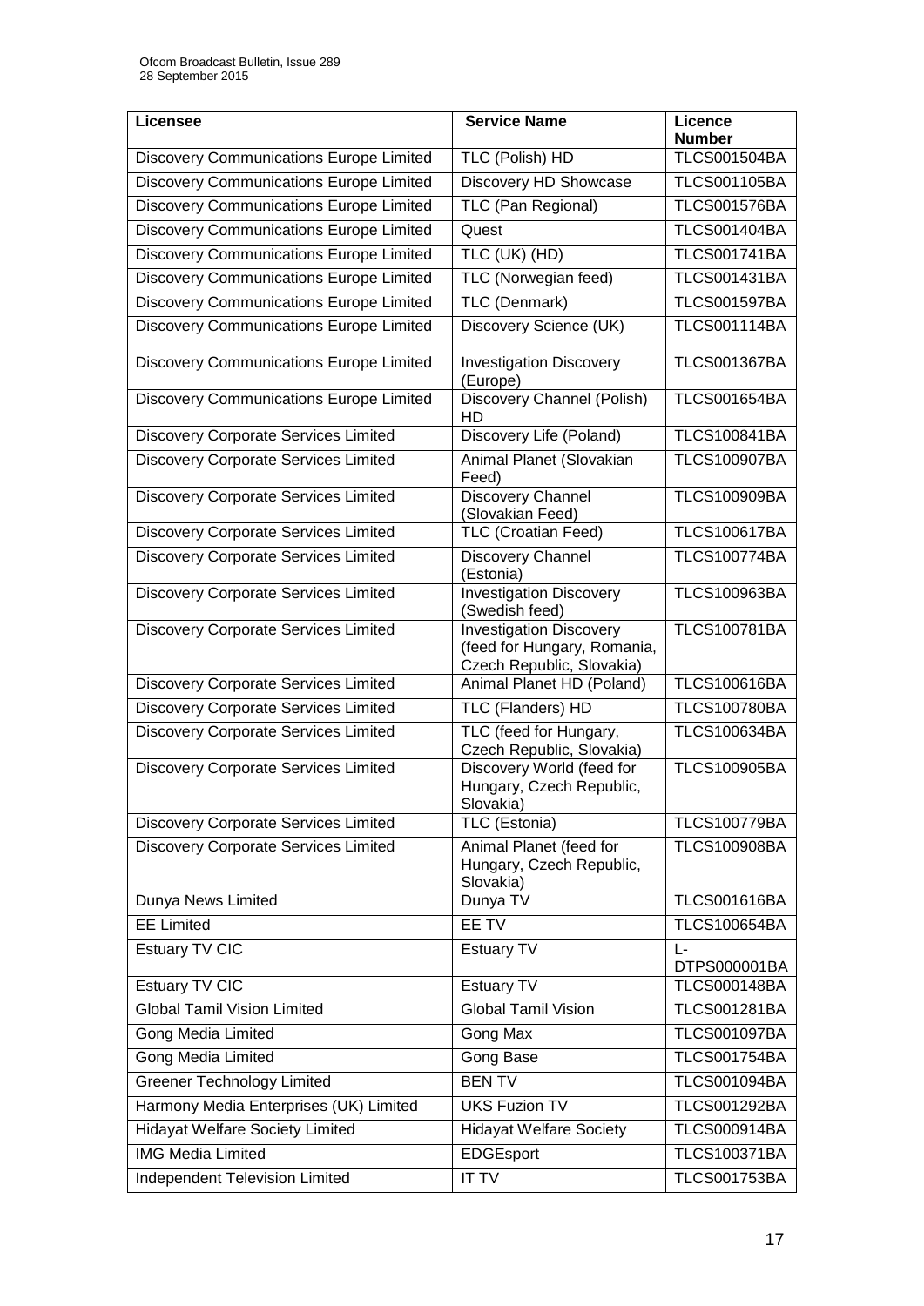| Licensee | Service Name | Licence Number |
| --- | --- | --- |
| Discovery Communications Europe Limited | TLC (Polish) HD | TLCS001504BA |
| Discovery Communications Europe Limited | Discovery HD Showcase | TLCS001105BA |
| Discovery Communications Europe Limited | TLC (Pan Regional) | TLCS001576BA |
| Discovery Communications Europe Limited | Quest | TLCS001404BA |
| Discovery Communications Europe Limited | TLC (UK) (HD) | TLCS001741BA |
| Discovery Communications Europe Limited | TLC (Norwegian feed) | TLCS001431BA |
| Discovery Communications Europe Limited | TLC (Denmark) | TLCS001597BA |
| Discovery Communications Europe Limited | Discovery Science (UK) | TLCS001114BA |
| Discovery Communications Europe Limited | Investigation Discovery (Europe) | TLCS001367BA |
| Discovery Communications Europe Limited | Discovery Channel (Polish) HD | TLCS001654BA |
| Discovery Corporate Services Limited | Discovery Life (Poland) | TLCS100841BA |
| Discovery Corporate Services Limited | Animal Planet (Slovakian Feed) | TLCS100907BA |
| Discovery Corporate Services Limited | Discovery Channel (Slovakian Feed) | TLCS100909BA |
| Discovery Corporate Services Limited | TLC (Croatian Feed) | TLCS100617BA |
| Discovery Corporate Services Limited | Discovery Channel (Estonia) | TLCS100774BA |
| Discovery Corporate Services Limited | Investigation Discovery (Swedish feed) | TLCS100963BA |
| Discovery Corporate Services Limited | Investigation Discovery (feed for Hungary, Romania, Czech Republic, Slovakia) | TLCS100781BA |
| Discovery Corporate Services Limited | Animal Planet HD (Poland) | TLCS100616BA |
| Discovery Corporate Services Limited | TLC (Flanders) HD | TLCS100780BA |
| Discovery Corporate Services Limited | TLC (feed for Hungary, Czech Republic, Slovakia) | TLCS100634BA |
| Discovery Corporate Services Limited | Discovery World (feed for Hungary, Czech Republic, Slovakia) | TLCS100905BA |
| Discovery Corporate Services Limited | TLC (Estonia) | TLCS100779BA |
| Discovery Corporate Services Limited | Animal Planet (feed for Hungary, Czech Republic, Slovakia) | TLCS100908BA |
| Dunya News Limited | Dunya TV | TLCS001616BA |
| EE Limited | EE TV | TLCS100654BA |
| Estuary TV CIC | Estuary TV | L-DTPS000001BA |
| Estuary TV CIC | Estuary TV | TLCS000148BA |
| Global Tamil Vision Limited | Global Tamil Vision | TLCS001281BA |
| Gong Media Limited | Gong Max | TLCS001097BA |
| Gong Media Limited | Gong Base | TLCS001754BA |
| Greener Technology Limited | BEN TV | TLCS001094BA |
| Harmony Media Enterprises (UK) Limited | UKS Fuzion TV | TLCS001292BA |
| Hidayat Welfare Society Limited | Hidayat Welfare Society | TLCS000914BA |
| IMG Media Limited | EDGEsport | TLCS100371BA |
| Independent Television Limited | IT TV | TLCS001753BA |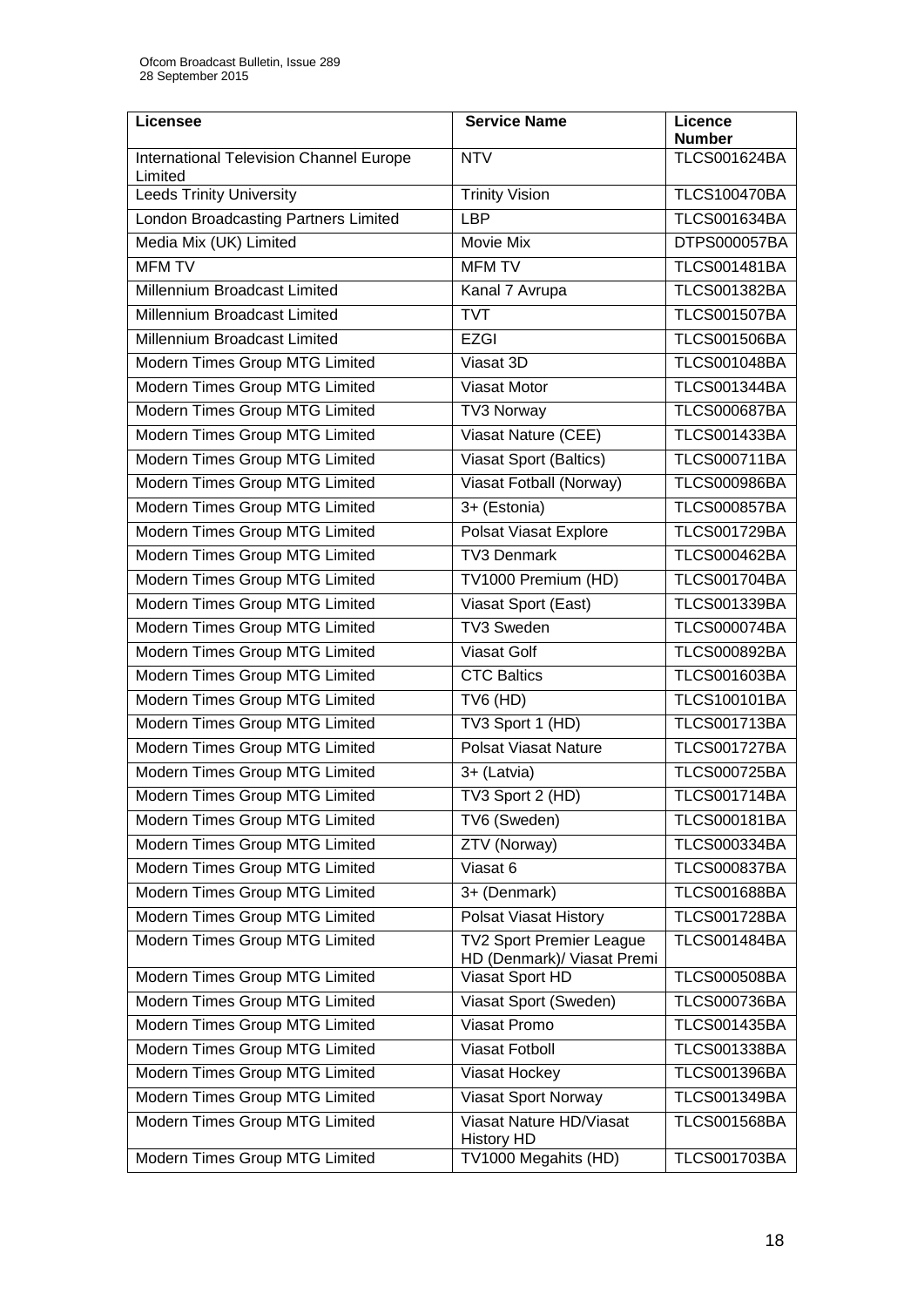| Licensee | Service Name | Licence Number |
| --- | --- | --- |
| International Television Channel Europe Limited | NTV | TLCS001624BA |
| Leeds Trinity University | Trinity Vision | TLCS100470BA |
| London Broadcasting Partners Limited | LBP | TLCS001634BA |
| Media Mix (UK) Limited | Movie Mix | DTPS000057BA |
| MFM TV | MFM TV | TLCS001481BA |
| Millennium Broadcast Limited | Kanal 7 Avrupa | TLCS001382BA |
| Millennium Broadcast Limited | TVT | TLCS001507BA |
| Millennium Broadcast Limited | EZGI | TLCS001506BA |
| Modern Times Group MTG Limited | Viasat 3D | TLCS001048BA |
| Modern Times Group MTG Limited | Viasat Motor | TLCS001344BA |
| Modern Times Group MTG Limited | TV3 Norway | TLCS000687BA |
| Modern Times Group MTG Limited | Viasat Nature (CEE) | TLCS001433BA |
| Modern Times Group MTG Limited | Viasat Sport (Baltics) | TLCS000711BA |
| Modern Times Group MTG Limited | Viasat Fotball (Norway) | TLCS000986BA |
| Modern Times Group MTG Limited | 3+ (Estonia) | TLCS000857BA |
| Modern Times Group MTG Limited | Polsat Viasat Explore | TLCS001729BA |
| Modern Times Group MTG Limited | TV3 Denmark | TLCS000462BA |
| Modern Times Group MTG Limited | TV1000 Premium (HD) | TLCS001704BA |
| Modern Times Group MTG Limited | Viasat Sport (East) | TLCS001339BA |
| Modern Times Group MTG Limited | TV3 Sweden | TLCS000074BA |
| Modern Times Group MTG Limited | Viasat Golf | TLCS000892BA |
| Modern Times Group MTG Limited | CTC Baltics | TLCS001603BA |
| Modern Times Group MTG Limited | TV6 (HD) | TLCS100101BA |
| Modern Times Group MTG Limited | TV3 Sport 1 (HD) | TLCS001713BA |
| Modern Times Group MTG Limited | Polsat Viasat Nature | TLCS001727BA |
| Modern Times Group MTG Limited | 3+ (Latvia) | TLCS000725BA |
| Modern Times Group MTG Limited | TV3 Sport 2 (HD) | TLCS001714BA |
| Modern Times Group MTG Limited | TV6 (Sweden) | TLCS000181BA |
| Modern Times Group MTG Limited | ZTV (Norway) | TLCS000334BA |
| Modern Times Group MTG Limited | Viasat 6 | TLCS000837BA |
| Modern Times Group MTG Limited | 3+ (Denmark) | TLCS001688BA |
| Modern Times Group MTG Limited | Polsat Viasat History | TLCS001728BA |
| Modern Times Group MTG Limited | TV2 Sport Premier League HD (Denmark)/ Viasat Premi | TLCS001484BA |
| Modern Times Group MTG Limited | Viasat Sport HD | TLCS000508BA |
| Modern Times Group MTG Limited | Viasat Sport (Sweden) | TLCS000736BA |
| Modern Times Group MTG Limited | Viasat Promo | TLCS001435BA |
| Modern Times Group MTG Limited | Viasat Fotboll | TLCS001338BA |
| Modern Times Group MTG Limited | Viasat Hockey | TLCS001396BA |
| Modern Times Group MTG Limited | Viasat Sport Norway | TLCS001349BA |
| Modern Times Group MTG Limited | Viasat Nature HD/Viasat History HD | TLCS001568BA |
| Modern Times Group MTG Limited | TV1000 Megahits (HD) | TLCS001703BA |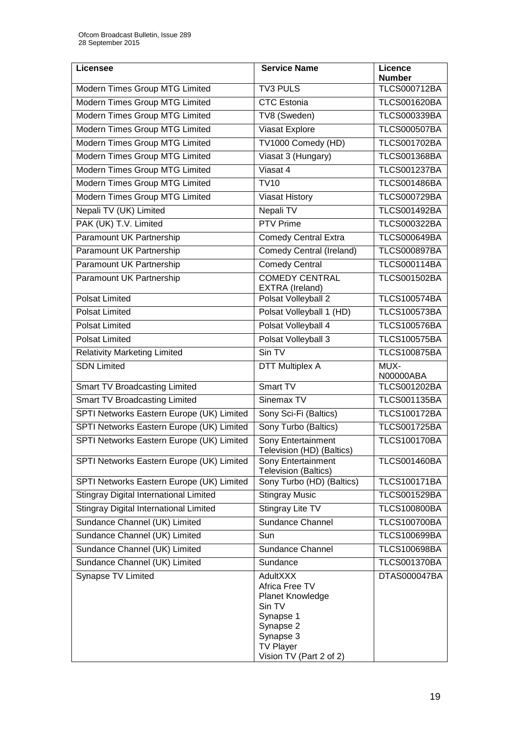| Licensee | Service Name | Licence Number |
|---|---|---|
| Modern Times Group MTG Limited | TV3 PULS | TLCS000712BA |
| Modern Times Group MTG Limited | CTC Estonia | TLCS001620BA |
| Modern Times Group MTG Limited | TV8 (Sweden) | TLCS000339BA |
| Modern Times Group MTG Limited | Viasat Explore | TLCS000507BA |
| Modern Times Group MTG Limited | TV1000 Comedy (HD) | TLCS001702BA |
| Modern Times Group MTG Limited | Viasat 3 (Hungary) | TLCS001368BA |
| Modern Times Group MTG Limited | Viasat 4 | TLCS001237BA |
| Modern Times Group MTG Limited | TV10 | TLCS001486BA |
| Modern Times Group MTG Limited | Viasat History | TLCS000729BA |
| Nepali TV (UK) Limited | Nepali TV | TLCS001492BA |
| PAK (UK) T.V. Limited | PTV Prime | TLCS000322BA |
| Paramount UK Partnership | Comedy Central Extra | TLCS000649BA |
| Paramount UK Partnership | Comedy Central (Ireland) | TLCS000897BA |
| Paramount UK Partnership | Comedy Central | TLCS000114BA |
| Paramount UK Partnership | COMEDY CENTRAL EXTRA (Ireland) | TLCS001502BA |
| Polsat Limited | Polsat Volleyball 2 | TLCS100574BA |
| Polsat Limited | Polsat Volleyball 1 (HD) | TLCS100573BA |
| Polsat Limited | Polsat Volleyball 4 | TLCS100576BA |
| Polsat Limited | Polsat Volleyball 3 | TLCS100575BA |
| Relativity Marketing Limited | Sin TV | TLCS100875BA |
| SDN Limited | DTT Multiplex A | MUX-N00000ABA |
| Smart TV Broadcasting Limited | Smart TV | TLCS001202BA |
| Smart TV Broadcasting Limited | Sinemax TV | TLCS001135BA |
| SPTI Networks Eastern Europe (UK) Limited | Sony Sci-Fi (Baltics) | TLCS100172BA |
| SPTI Networks Eastern Europe (UK) Limited | Sony Turbo (Baltics) | TLCS001725BA |
| SPTI Networks Eastern Europe (UK) Limited | Sony Entertainment Television (HD) (Baltics) | TLCS100170BA |
| SPTI Networks Eastern Europe (UK) Limited | Sony Entertainment Television (Baltics) | TLCS001460BA |
| SPTI Networks Eastern Europe (UK) Limited | Sony Turbo (HD) (Baltics) | TLCS100171BA |
| Stingray Digital International Limited | Stingray Music | TLCS001529BA |
| Stingray Digital International Limited | Stingray Lite TV | TLCS100800BA |
| Sundance Channel (UK) Limited | Sundance Channel | TLCS100700BA |
| Sundance Channel (UK) Limited | Sun | TLCS100699BA |
| Sundance Channel (UK) Limited | Sundance Channel | TLCS100698BA |
| Sundance Channel (UK) Limited | Sundance | TLCS001370BA |
| Synapse TV Limited | AdultXXX<br>Africa Free TV<br>Planet Knowledge<br>Sin TV<br>Synapse 1<br>Synapse 2<br>Synapse 3<br>TV Player<br>Vision TV (Part 2 of 2) | DTAS000047BA |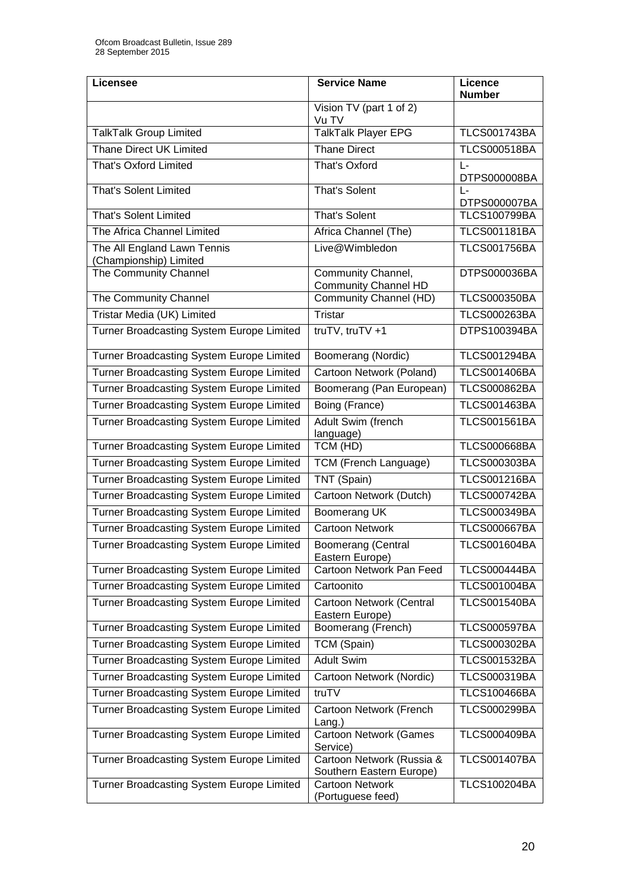| Licensee | Service Name | Licence Number |
| --- | --- | --- |
| | Vision TV (part 1 of 2) Vu TV | |
| TalkTalk Group Limited | TalkTalk Player EPG | TLCS001743BA |
| Thane Direct UK Limited | Thane Direct | TLCS000518BA |
| That's Oxford Limited | That's Oxford | L-DTPS000008BA |
| That's Solent Limited | That's Solent | L-DTPS000007BA |
| That's Solent Limited | That's Solent | TLCS100799BA |
| The Africa Channel Limited | Africa Channel (The) | TLCS001181BA |
| The All England Lawn Tennis (Championship) Limited | Live@Wimbledon | TLCS001756BA |
| The Community Channel | Community Channel, Community Channel HD | DTPS000036BA |
| The Community Channel | Community Channel (HD) | TLCS000350BA |
| Tristar Media (UK) Limited | Tristar | TLCS000263BA |
| Turner Broadcasting System Europe Limited | truTV, truTV +1 | DTPS100394BA |
| Turner Broadcasting System Europe Limited | Boomerang (Nordic) | TLCS001294BA |
| Turner Broadcasting System Europe Limited | Cartoon Network (Poland) | TLCS001406BA |
| Turner Broadcasting System Europe Limited | Boomerang (Pan European) | TLCS000862BA |
| Turner Broadcasting System Europe Limited | Boing (France) | TLCS001463BA |
| Turner Broadcasting System Europe Limited | Adult Swim (french language) | TLCS001561BA |
| Turner Broadcasting System Europe Limited | TCM (HD) | TLCS000668BA |
| Turner Broadcasting System Europe Limited | TCM (French Language) | TLCS000303BA |
| Turner Broadcasting System Europe Limited | TNT (Spain) | TLCS001216BA |
| Turner Broadcasting System Europe Limited | Cartoon Network (Dutch) | TLCS000742BA |
| Turner Broadcasting System Europe Limited | Boomerang UK | TLCS000349BA |
| Turner Broadcasting System Europe Limited | Cartoon Network | TLCS000667BA |
| Turner Broadcasting System Europe Limited | Boomerang (Central Eastern Europe) | TLCS001604BA |
| Turner Broadcasting System Europe Limited | Cartoon Network Pan Feed | TLCS000444BA |
| Turner Broadcasting System Europe Limited | Cartoonito | TLCS001004BA |
| Turner Broadcasting System Europe Limited | Cartoon Network (Central Eastern Europe) | TLCS001540BA |
| Turner Broadcasting System Europe Limited | Boomerang (French) | TLCS000597BA |
| Turner Broadcasting System Europe Limited | TCM (Spain) | TLCS000302BA |
| Turner Broadcasting System Europe Limited | Adult Swim | TLCS001532BA |
| Turner Broadcasting System Europe Limited | Cartoon Network (Nordic) | TLCS000319BA |
| Turner Broadcasting System Europe Limited | truTV | TLCS100466BA |
| Turner Broadcasting System Europe Limited | Cartoon Network (French Lang.) | TLCS000299BA |
| Turner Broadcasting System Europe Limited | Cartoon Network (Games Service) | TLCS000409BA |
| Turner Broadcasting System Europe Limited | Cartoon Network (Russia & Southern Eastern Europe) | TLCS001407BA |
| Turner Broadcasting System Europe Limited | Cartoon Network (Portuguese feed) | TLCS100204BA |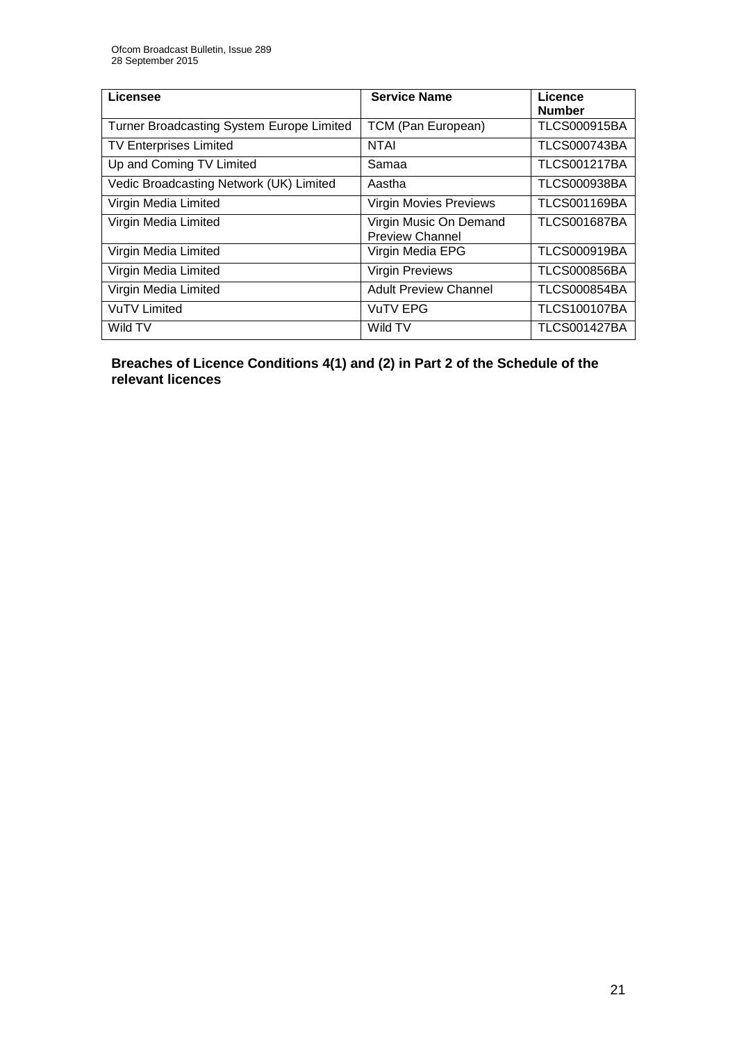| Licensee | Service Name | Licence Number |
|---|---|---|
| Turner Broadcasting System Europe Limited | TCM (Pan European) | TLCS000915BA |
| TV Enterprises Limited | NTAI | TLCS000743BA |
| Up and Coming TV Limited | Samaa | TLCS001217BA |
| Vedic Broadcasting Network (UK) Limited | Aastha | TLCS000938BA |
| Virgin Media Limited | Virgin Movies Previews | TLCS001169BA |
| Virgin Media Limited | Virgin Music On Demand Preview Channel | TLCS001687BA |
| Virgin Media Limited | Virgin Media EPG | TLCS000919BA |
| Virgin Media Limited | Virgin Previews | TLCS000856BA |
| Virgin Media Limited | Adult Preview Channel | TLCS000854BA |
| VuTV Limited | VuTV EPG | TLCS100107BA |
| Wild TV | Wild TV | TLCS001427BA |

**Breaches of Licence Conditions 4(1) and (2) in Part 2 of the Schedule of the relevant licences**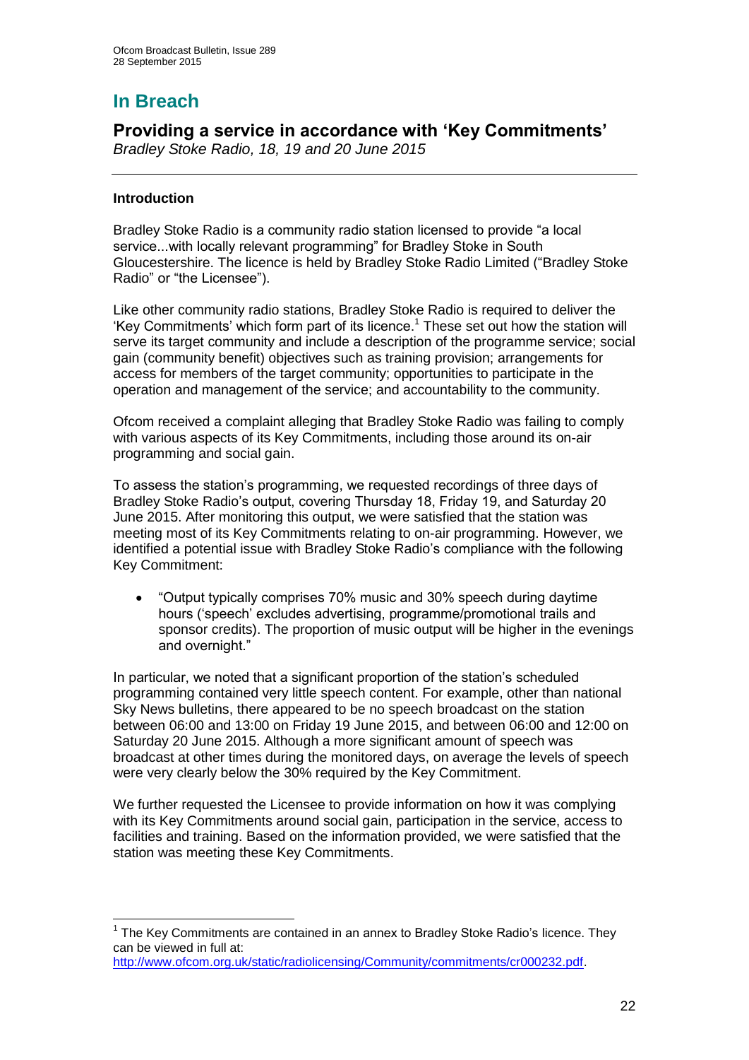# In Breach

## Providing a service in accordance with 'Key Commitments'

*Bradley Stoke Radio, 18, 19 and 20 June 2015*

### Introduction

Bradley Stoke Radio is a community radio station licensed to provide "a local service...with locally relevant programming" for Bradley Stoke in South Gloucestershire. The licence is held by Bradley Stoke Radio Limited ("Bradley Stoke Radio" or "the Licensee").

Like other community radio stations, Bradley Stoke Radio is required to deliver the 'Key Commitments' which form part of its licence.[1] These set out how the station will serve its target community and include a description of the programme service; social gain (community benefit) objectives such as training provision; arrangements for access for members of the target community; opportunities to participate in the operation and management of the service; and accountability to the community.

Ofcom received a complaint alleging that Bradley Stoke Radio was failing to comply with various aspects of its Key Commitments, including those around its on-air programming and social gain.

To assess the station's programming, we requested recordings of three days of Bradley Stoke Radio's output, covering Thursday 18, Friday 19, and Saturday 20 June 2015. After monitoring this output, we were satisfied that the station was meeting most of its Key Commitments relating to on-air programming. However, we identified a potential issue with Bradley Stoke Radio's compliance with the following Key Commitment:

- "Output typically comprises 70% music and 30% speech during daytime hours ('speech' excludes advertising, programme/promotional trails and sponsor credits). The proportion of music output will be higher in the evenings and overnight."

In particular, we noted that a significant proportion of the station's scheduled programming contained very little speech content. For example, other than national Sky News bulletins, there appeared to be no speech broadcast on the station between 06:00 and 13:00 on Friday 19 June 2015, and between 06:00 and 12:00 on Saturday 20 June 2015. Although a more significant amount of speech was broadcast at other times during the monitored days, on average the levels of speech were very clearly below the 30% required by the Key Commitment.

We further requested the Licensee to provide information on how it was complying with its Key Commitments around social gain, participation in the service, access to facilities and training. Based on the information provided, we were satisfied that the station was meeting these Key Commitments.

---

[1] The Key Commitments are contained in an annex to Bradley Stoke Radio's licence. They can be viewed in full at: http://www.ofcom.org.uk/static/radiolicensing/Community/commitments/cr000232.pdf.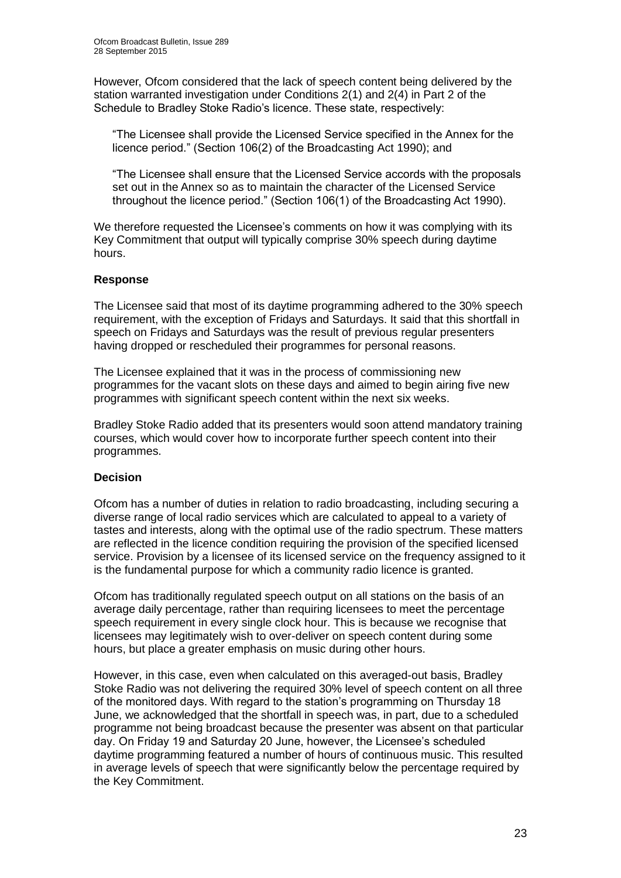However, Ofcom considered that the lack of speech content being delivered by the station warranted investigation under Conditions 2(1) and 2(4) in Part 2 of the Schedule to Bradley Stoke Radio's licence. These state, respectively:

> "The Licensee shall provide the Licensed Service specified in the Annex for the licence period." (Section 106(2) of the Broadcasting Act 1990); and
>
> "The Licensee shall ensure that the Licensed Service accords with the proposals set out in the Annex so as to maintain the character of the Licensed Service throughout the licence period." (Section 106(1) of the Broadcasting Act 1990).

We therefore requested the Licensee's comments on how it was complying with its Key Commitment that output will typically comprise 30% speech during daytime hours.

### Response

The Licensee said that most of its daytime programming adhered to the 30% speech requirement, with the exception of Fridays and Saturdays. It said that this shortfall in speech on Fridays and Saturdays was the result of previous regular presenters having dropped or rescheduled their programmes for personal reasons.

The Licensee explained that it was in the process of commissioning new programmes for the vacant slots on these days and aimed to begin airing five new programmes with significant speech content within the next six weeks.

Bradley Stoke Radio added that its presenters would soon attend mandatory training courses, which would cover how to incorporate further speech content into their programmes.

### Decision

Ofcom has a number of duties in relation to radio broadcasting, including securing a diverse range of local radio services which are calculated to appeal to a variety of tastes and interests, along with the optimal use of the radio spectrum. These matters are reflected in the licence condition requiring the provision of the specified licensed service. Provision by a licensee of its licensed service on the frequency assigned to it is the fundamental purpose for which a community radio licence is granted.

Ofcom has traditionally regulated speech output on all stations on the basis of an average daily percentage, rather than requiring licensees to meet the percentage speech requirement in every single clock hour. This is because we recognise that licensees may legitimately wish to over-deliver on speech content during some hours, but place a greater emphasis on music during other hours.

However, in this case, even when calculated on this averaged-out basis, Bradley Stoke Radio was not delivering the required 30% level of speech content on all three of the monitored days. With regard to the station's programming on Thursday 18 June, we acknowledged that the shortfall in speech was, in part, due to a scheduled programme not being broadcast because the presenter was absent on that particular day. On Friday 19 and Saturday 20 June, however, the Licensee's scheduled daytime programming featured a number of hours of continuous music. This resulted in average levels of speech that were significantly below the percentage required by the Key Commitment.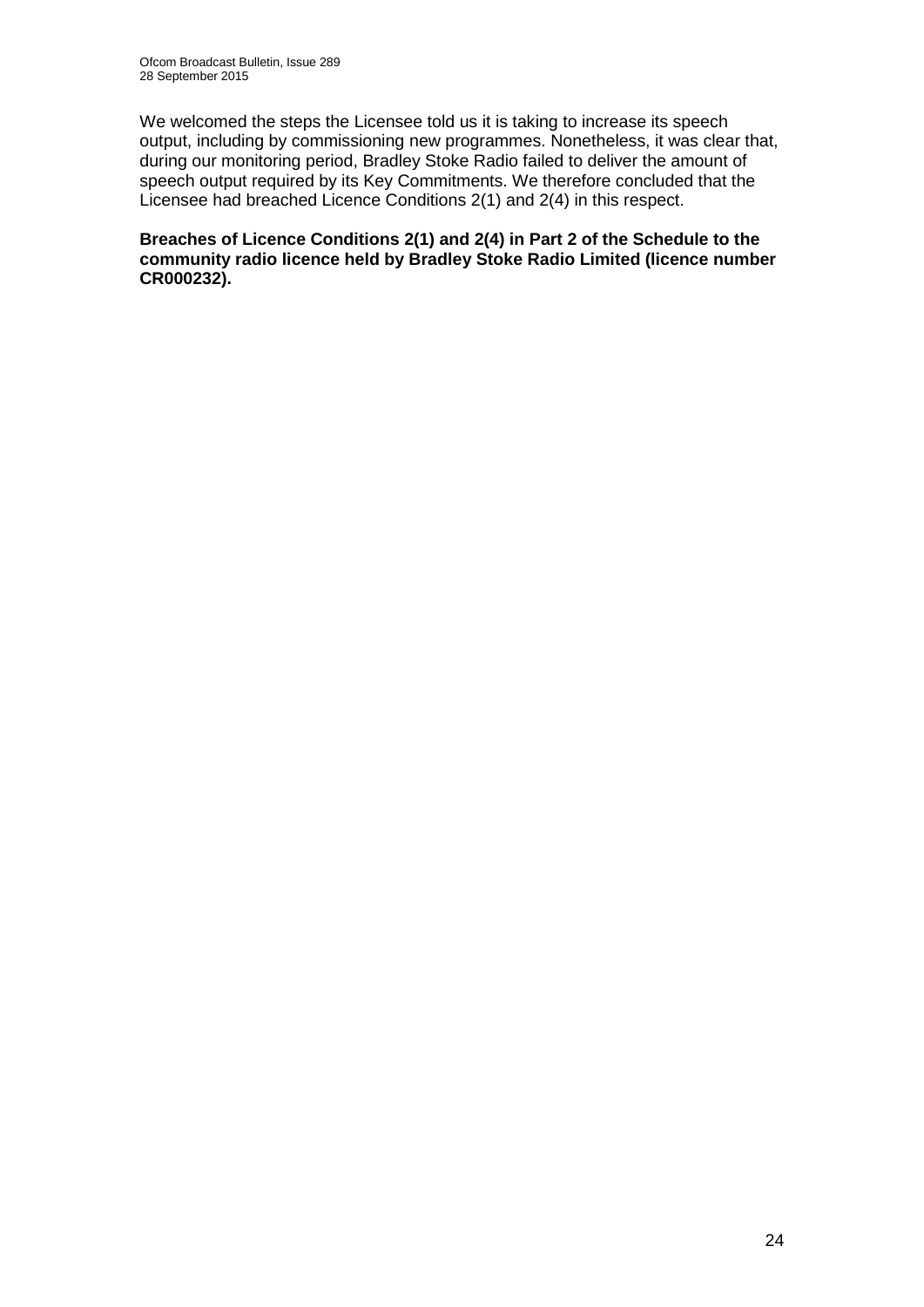We welcomed the steps the Licensee told us it is taking to increase its speech output, including by commissioning new programmes. Nonetheless, it was clear that, during our monitoring period, Bradley Stoke Radio failed to deliver the amount of speech output required by its Key Commitments. We therefore concluded that the Licensee had breached Licence Conditions 2(1) and 2(4) in this respect.

**Breaches of Licence Conditions 2(1) and 2(4) in Part 2 of the Schedule to the community radio licence held by Bradley Stoke Radio Limited (licence number CR000232).**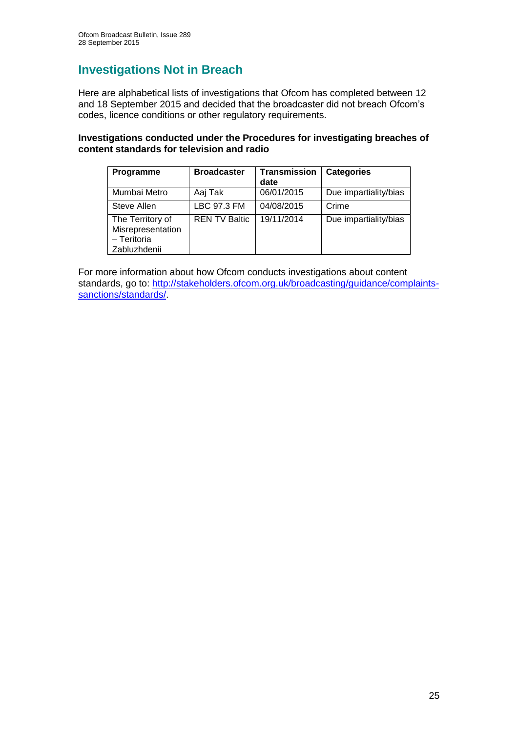## Investigations Not in Breach

Here are alphabetical lists of investigations that Ofcom has completed between 12 and 18 September 2015 and decided that the broadcaster did not breach Ofcom's codes, licence conditions or other regulatory requirements.

**Investigations conducted under the Procedures for investigating breaches of content standards for television and radio**

| Programme | Broadcaster | Transmission date | Categories |
|---|---|---|---|
| Mumbai Metro | Aaj Tak | 06/01/2015 | Due impartiality/bias |
| Steve Allen | LBC 97.3 FM | 04/08/2015 | Crime |
| The Territory of Misrepresentation – Teritoria Zabluzhdenii | REN TV Baltic | 19/11/2014 | Due impartiality/bias |

For more information about how Ofcom conducts investigations about content standards, go to: http://stakeholders.ofcom.org.uk/broadcasting/guidance/complaints-sanctions/standards/.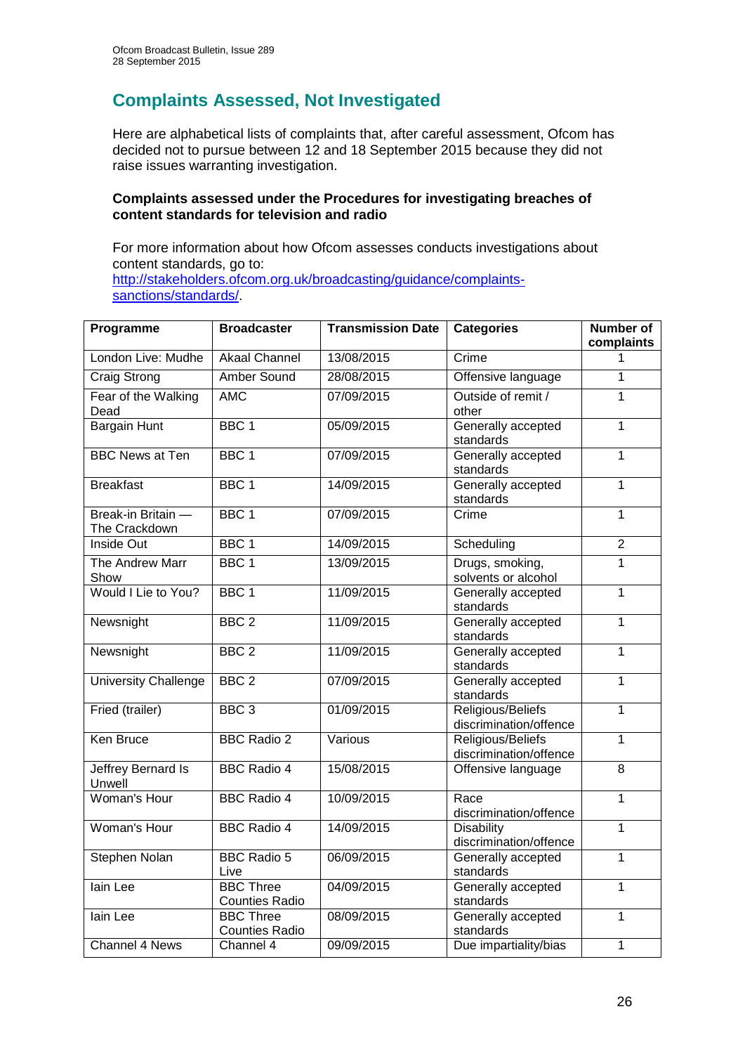## Complaints Assessed, Not Investigated

Here are alphabetical lists of complaints that, after careful assessment, Ofcom has decided not to pursue between 12 and 18 September 2015 because they did not raise issues warranting investigation.

**Complaints assessed under the Procedures for investigating breaches of content standards for television and radio**

For more information about how Ofcom assesses conducts investigations about content standards, go to: [http://stakeholders.ofcom.org.uk/broadcasting/guidance/complaints-sanctions/standards/](http://stakeholders.ofcom.org.uk/broadcasting/guidance/complaints-sanctions/standards/).

| Programme | Broadcaster | Transmission Date | Categories | Number of complaints |
|---|---|---|---|---|
| London Live: Mudhe | Akaal Channel | 13/08/2015 | Crime | 1 |
| Craig Strong | Amber Sound | 28/08/2015 | Offensive language | 1 |
| Fear of the Walking Dead | AMC | 07/09/2015 | Outside of remit / other | 1 |
| Bargain Hunt | BBC 1 | 05/09/2015 | Generally accepted standards | 1 |
| BBC News at Ten | BBC 1 | 07/09/2015 | Generally accepted standards | 1 |
| Breakfast | BBC 1 | 14/09/2015 | Generally accepted standards | 1 |
| Break-in Britain — The Crackdown | BBC 1 | 07/09/2015 | Crime | 1 |
| Inside Out | BBC 1 | 14/09/2015 | Scheduling | 2 |
| The Andrew Marr Show | BBC 1 | 13/09/2015 | Drugs, smoking, solvents or alcohol | 1 |
| Would I Lie to You? | BBC 1 | 11/09/2015 | Generally accepted standards | 1 |
| Newsnight | BBC 2 | 11/09/2015 | Generally accepted standards | 1 |
| Newsnight | BBC 2 | 11/09/2015 | Generally accepted standards | 1 |
| University Challenge | BBC 2 | 07/09/2015 | Generally accepted standards | 1 |
| Fried (trailer) | BBC 3 | 01/09/2015 | Religious/Beliefs discrimination/offence | 1 |
| Ken Bruce | BBC Radio 2 | Various | Religious/Beliefs discrimination/offence | 1 |
| Jeffrey Bernard Is Unwell | BBC Radio 4 | 15/08/2015 | Offensive language | 8 |
| Woman's Hour | BBC Radio 4 | 10/09/2015 | Race discrimination/offence | 1 |
| Woman's Hour | BBC Radio 4 | 14/09/2015 | Disability discrimination/offence | 1 |
| Stephen Nolan | BBC Radio 5 Live | 06/09/2015 | Generally accepted standards | 1 |
| Iain Lee | BBC Three Counties Radio | 04/09/2015 | Generally accepted standards | 1 |
| Iain Lee | BBC Three Counties Radio | 08/09/2015 | Generally accepted standards | 1 |
| Channel 4 News | Channel 4 | 09/09/2015 | Due impartiality/bias | 1 |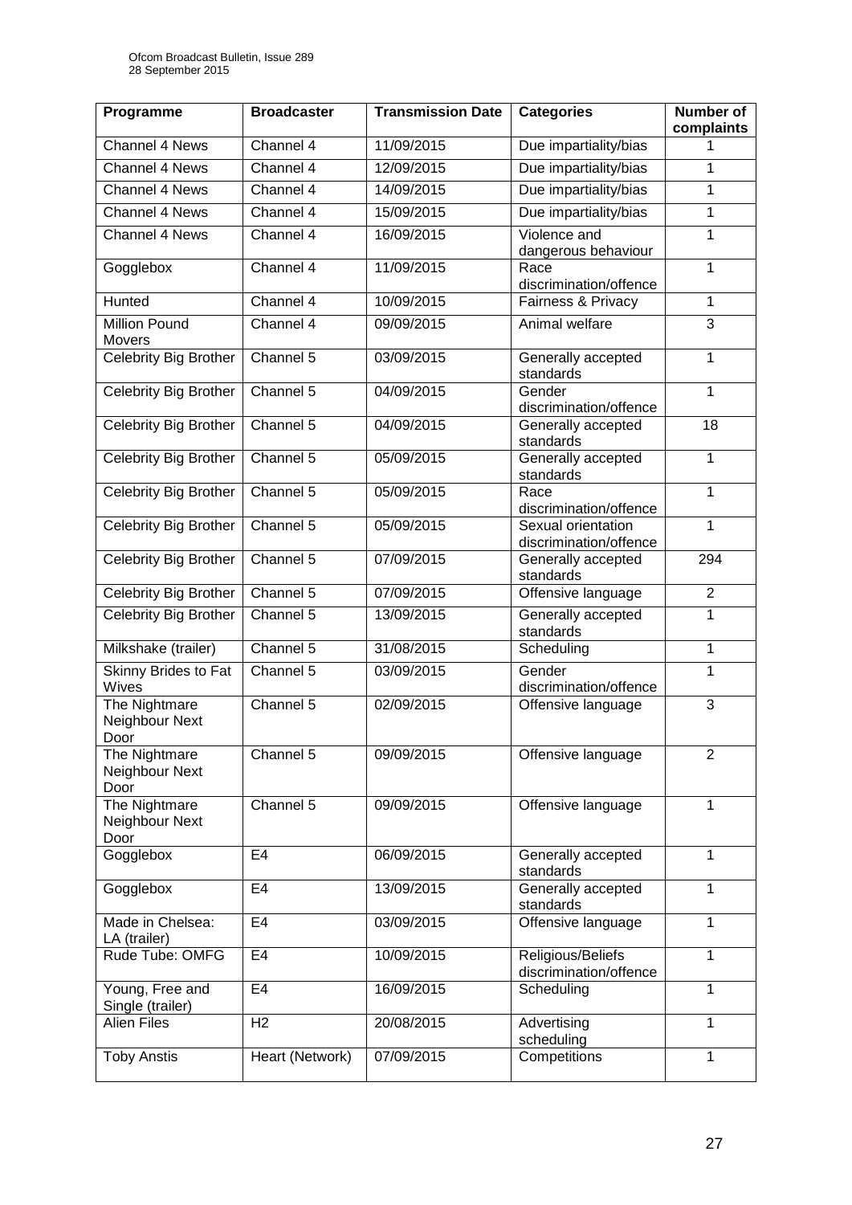| Programme | Broadcaster | Transmission Date | Categories | Number of complaints |
|---|---|---|---|---|
| Channel 4 News | Channel 4 | 11/09/2015 | Due impartiality/bias | 1 |
| Channel 4 News | Channel 4 | 12/09/2015 | Due impartiality/bias | 1 |
| Channel 4 News | Channel 4 | 14/09/2015 | Due impartiality/bias | 1 |
| Channel 4 News | Channel 4 | 15/09/2015 | Due impartiality/bias | 1 |
| Channel 4 News | Channel 4 | 16/09/2015 | Violence and dangerous behaviour | 1 |
| Gogglebox | Channel 4 | 11/09/2015 | Race discrimination/offence | 1 |
| Hunted | Channel 4 | 10/09/2015 | Fairness & Privacy | 1 |
| Million Pound Movers | Channel 4 | 09/09/2015 | Animal welfare | 3 |
| Celebrity Big Brother | Channel 5 | 03/09/2015 | Generally accepted standards | 1 |
| Celebrity Big Brother | Channel 5 | 04/09/2015 | Gender discrimination/offence | 1 |
| Celebrity Big Brother | Channel 5 | 04/09/2015 | Generally accepted standards | 18 |
| Celebrity Big Brother | Channel 5 | 05/09/2015 | Generally accepted standards | 1 |
| Celebrity Big Brother | Channel 5 | 05/09/2015 | Race discrimination/offence | 1 |
| Celebrity Big Brother | Channel 5 | 05/09/2015 | Sexual orientation discrimination/offence | 1 |
| Celebrity Big Brother | Channel 5 | 07/09/2015 | Generally accepted standards | 294 |
| Celebrity Big Brother | Channel 5 | 07/09/2015 | Offensive language | 2 |
| Celebrity Big Brother | Channel 5 | 13/09/2015 | Generally accepted standards | 1 |
| Milkshake (trailer) | Channel 5 | 31/08/2015 | Scheduling | 1 |
| Skinny Brides to Fat Wives | Channel 5 | 03/09/2015 | Gender discrimination/offence | 1 |
| The Nightmare Neighbour Next Door | Channel 5 | 02/09/2015 | Offensive language | 3 |
| The Nightmare Neighbour Next Door | Channel 5 | 09/09/2015 | Offensive language | 2 |
| The Nightmare Neighbour Next Door | Channel 5 | 09/09/2015 | Offensive language | 1 |
| Gogglebox | E4 | 06/09/2015 | Generally accepted standards | 1 |
| Gogglebox | E4 | 13/09/2015 | Generally accepted standards | 1 |
| Made in Chelsea: LA (trailer) | E4 | 03/09/2015 | Offensive language | 1 |
| Rude Tube: OMFG | E4 | 10/09/2015 | Religious/Beliefs discrimination/offence | 1 |
| Young, Free and Single (trailer) | E4 | 16/09/2015 | Scheduling | 1 |
| Alien Files | H2 | 20/08/2015 | Advertising scheduling | 1 |
| Toby Anstis | Heart (Network) | 07/09/2015 | Competitions | 1 |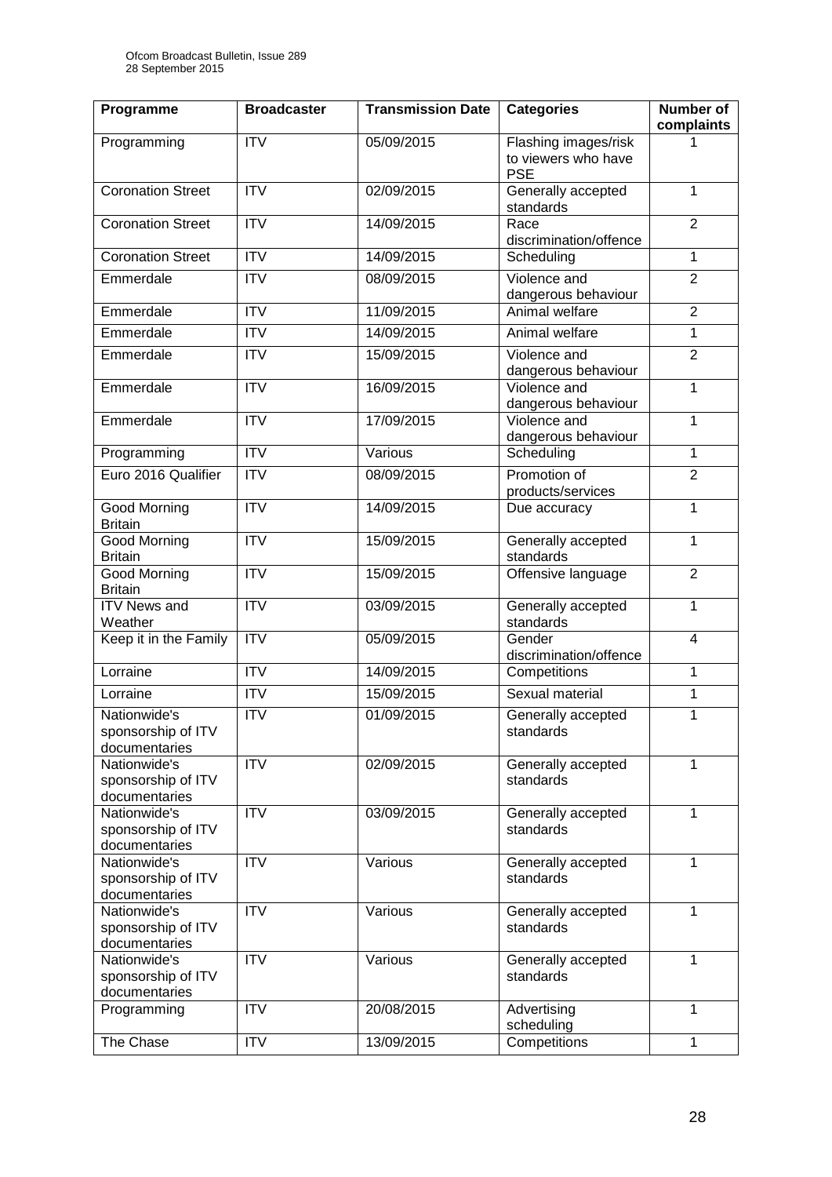| Programme | Broadcaster | Transmission Date | Categories | Number of complaints |
|---|---|---|---|---|
| Programming | ITV | 05/09/2015 | Flashing images/risk to viewers who have PSE | 1 |
| Coronation Street | ITV | 02/09/2015 | Generally accepted standards | 1 |
| Coronation Street | ITV | 14/09/2015 | Race discrimination/offence | 2 |
| Coronation Street | ITV | 14/09/2015 | Scheduling | 1 |
| Emmerdale | ITV | 08/09/2015 | Violence and dangerous behaviour | 2 |
| Emmerdale | ITV | 11/09/2015 | Animal welfare | 2 |
| Emmerdale | ITV | 14/09/2015 | Animal welfare | 1 |
| Emmerdale | ITV | 15/09/2015 | Violence and dangerous behaviour | 2 |
| Emmerdale | ITV | 16/09/2015 | Violence and dangerous behaviour | 1 |
| Emmerdale | ITV | 17/09/2015 | Violence and dangerous behaviour | 1 |
| Programming | ITV | Various | Scheduling | 1 |
| Euro 2016 Qualifier | ITV | 08/09/2015 | Promotion of products/services | 2 |
| Good Morning Britain | ITV | 14/09/2015 | Due accuracy | 1 |
| Good Morning Britain | ITV | 15/09/2015 | Generally accepted standards | 1 |
| Good Morning Britain | ITV | 15/09/2015 | Offensive language | 2 |
| ITV News and Weather | ITV | 03/09/2015 | Generally accepted standards | 1 |
| Keep it in the Family | ITV | 05/09/2015 | Gender discrimination/offence | 4 |
| Lorraine | ITV | 14/09/2015 | Competitions | 1 |
| Lorraine | ITV | 15/09/2015 | Sexual material | 1 |
| Nationwide's sponsorship of ITV documentaries | ITV | 01/09/2015 | Generally accepted standards | 1 |
| Nationwide's sponsorship of ITV documentaries | ITV | 02/09/2015 | Generally accepted standards | 1 |
| Nationwide's sponsorship of ITV documentaries | ITV | 03/09/2015 | Generally accepted standards | 1 |
| Nationwide's sponsorship of ITV documentaries | ITV | Various | Generally accepted standards | 1 |
| Nationwide's sponsorship of ITV documentaries | ITV | Various | Generally accepted standards | 1 |
| Nationwide's sponsorship of ITV documentaries | ITV | Various | Generally accepted standards | 1 |
| Programming | ITV | 20/08/2015 | Advertising scheduling | 1 |
| The Chase | ITV | 13/09/2015 | Competitions | 1 |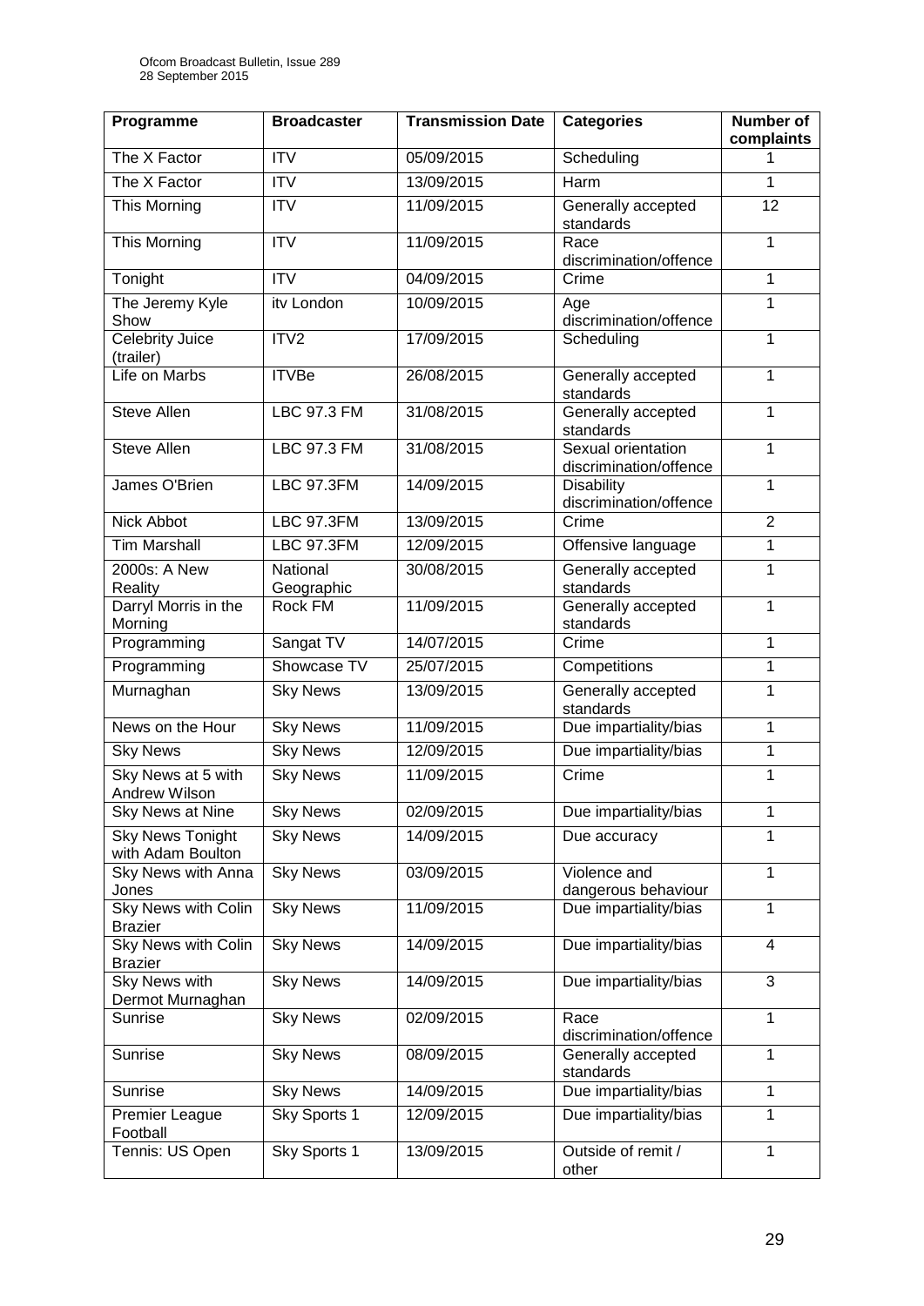| Programme | Broadcaster | Transmission Date | Categories | Number of complaints |
|---|---|---|---|---|
| The X Factor | ITV | 05/09/2015 | Scheduling | 1 |
| The X Factor | ITV | 13/09/2015 | Harm | 1 |
| This Morning | ITV | 11/09/2015 | Generally accepted standards | 12 |
| This Morning | ITV | 11/09/2015 | Race discrimination/offence | 1 |
| Tonight | ITV | 04/09/2015 | Crime | 1 |
| The Jeremy Kyle Show | itv London | 10/09/2015 | Age discrimination/offence | 1 |
| Celebrity Juice (trailer) | ITV2 | 17/09/2015 | Scheduling | 1 |
| Life on Marbs | ITVBe | 26/08/2015 | Generally accepted standards | 1 |
| Steve Allen | LBC 97.3 FM | 31/08/2015 | Generally accepted standards | 1 |
| Steve Allen | LBC 97.3 FM | 31/08/2015 | Sexual orientation discrimination/offence | 1 |
| James O'Brien | LBC 97.3FM | 14/09/2015 | Disability discrimination/offence | 1 |
| Nick Abbot | LBC 97.3FM | 13/09/2015 | Crime | 2 |
| Tim Marshall | LBC 97.3FM | 12/09/2015 | Offensive language | 1 |
| 2000s: A New Reality | National Geographic | 30/08/2015 | Generally accepted standards | 1 |
| Darryl Morris in the Morning | Rock FM | 11/09/2015 | Generally accepted standards | 1 |
| Programming | Sangat TV | 14/07/2015 | Crime | 1 |
| Programming | Showcase TV | 25/07/2015 | Competitions | 1 |
| Murnaghan | Sky News | 13/09/2015 | Generally accepted standards | 1 |
| News on the Hour | Sky News | 11/09/2015 | Due impartiality/bias | 1 |
| Sky News | Sky News | 12/09/2015 | Due impartiality/bias | 1 |
| Sky News at 5 with Andrew Wilson | Sky News | 11/09/2015 | Crime | 1 |
| Sky News at Nine | Sky News | 02/09/2015 | Due impartiality/bias | 1 |
| Sky News Tonight with Adam Boulton | Sky News | 14/09/2015 | Due accuracy | 1 |
| Sky News with Anna Jones | Sky News | 03/09/2015 | Violence and dangerous behaviour | 1 |
| Sky News with Colin Brazier | Sky News | 11/09/2015 | Due impartiality/bias | 1 |
| Sky News with Colin Brazier | Sky News | 14/09/2015 | Due impartiality/bias | 4 |
| Sky News with Dermot Murnaghan | Sky News | 14/09/2015 | Due impartiality/bias | 3 |
| Sunrise | Sky News | 02/09/2015 | Race discrimination/offence | 1 |
| Sunrise | Sky News | 08/09/2015 | Generally accepted standards | 1 |
| Sunrise | Sky News | 14/09/2015 | Due impartiality/bias | 1 |
| Premier League Football | Sky Sports 1 | 12/09/2015 | Due impartiality/bias | 1 |
| Tennis: US Open | Sky Sports 1 | 13/09/2015 | Outside of remit / other | 1 |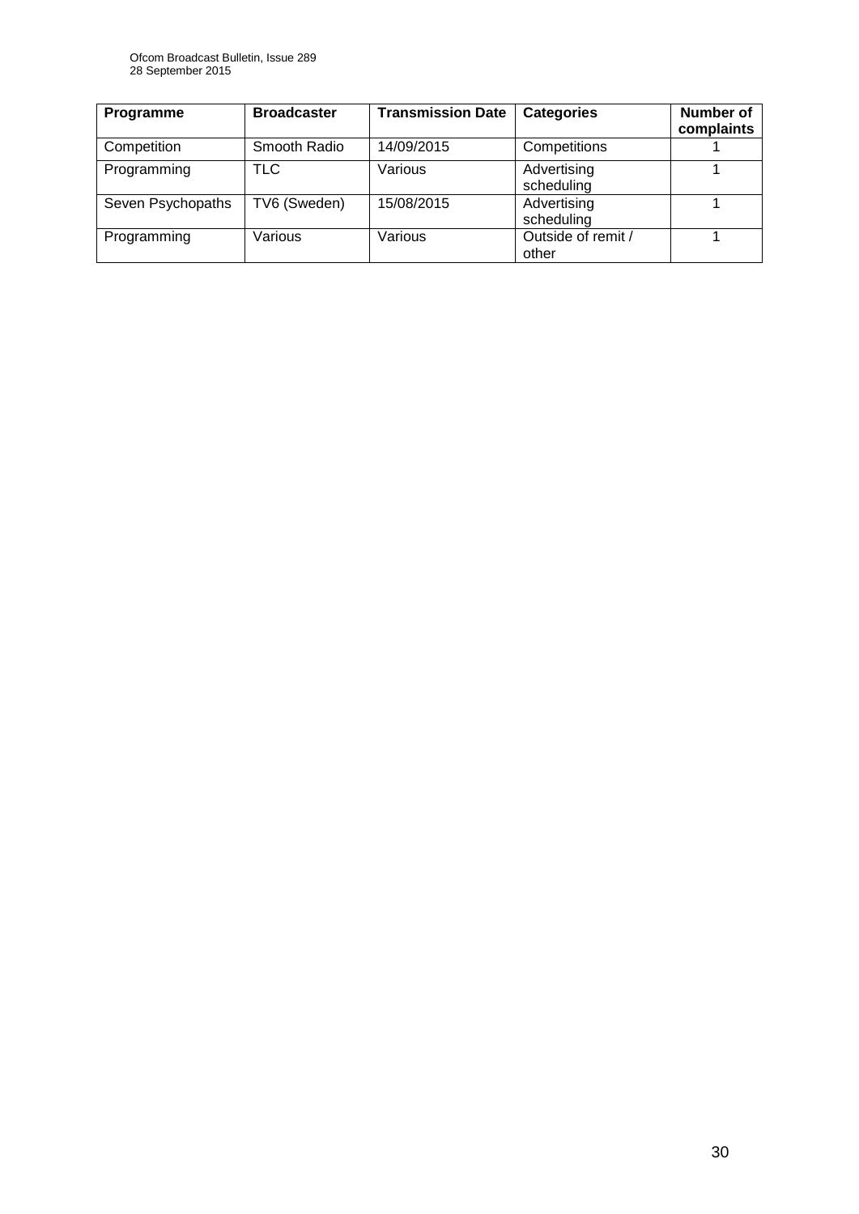| Programme | Broadcaster | Transmission Date | Categories | Number of complaints |
|---|---|---|---|---|
| Competition | Smooth Radio | 14/09/2015 | Competitions | 1 |
| Programming | TLC | Various | Advertising scheduling | 1 |
| Seven Psychopaths | TV6 (Sweden) | 15/08/2015 | Advertising scheduling | 1 |
| Programming | Various | Various | Outside of remit / other | 1 |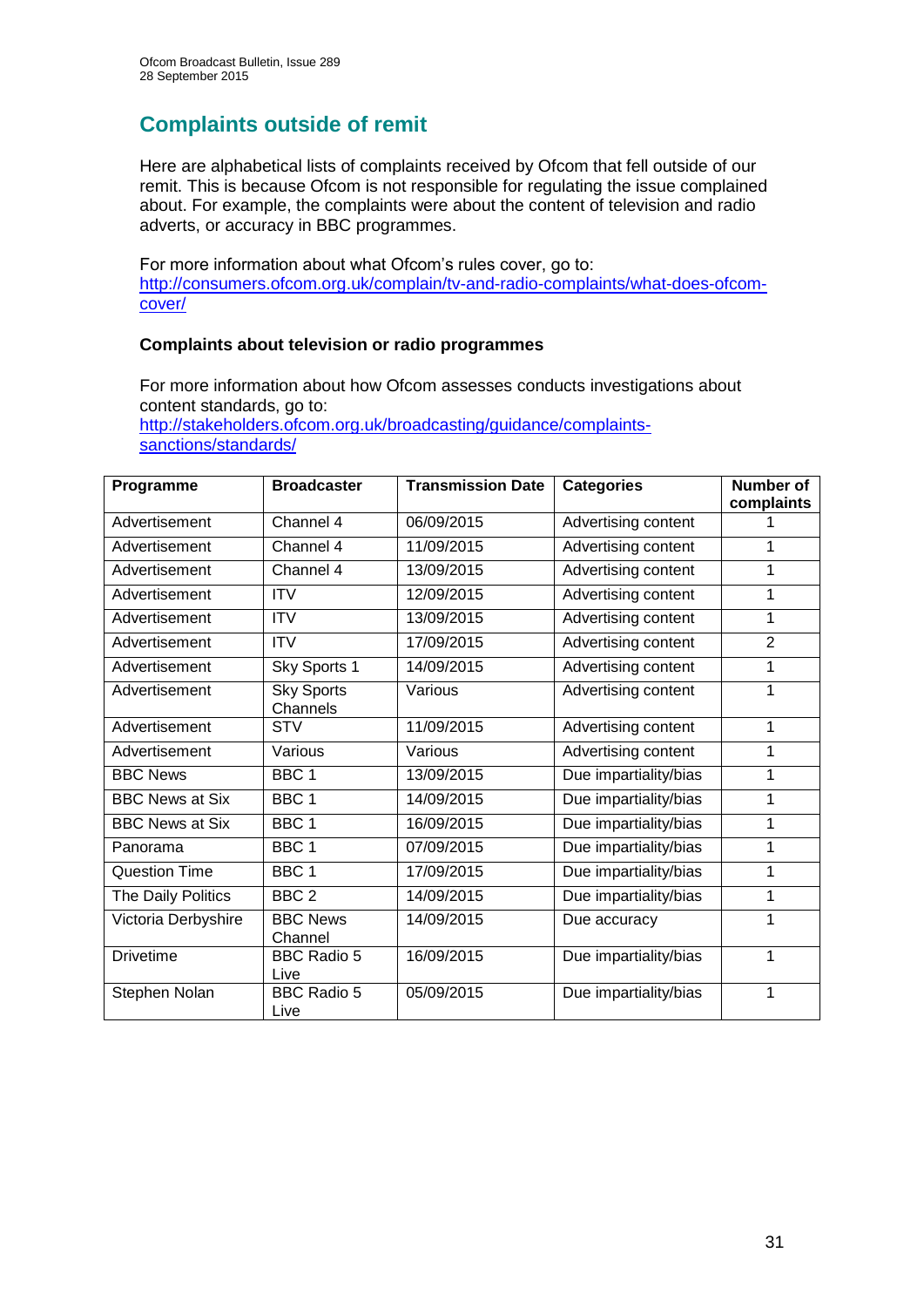## Complaints outside of remit

Here are alphabetical lists of complaints received by Ofcom that fell outside of our remit. This is because Ofcom is not responsible for regulating the issue complained about. For example, the complaints were about the content of television and radio adverts, or accuracy in BBC programmes.

For more information about what Ofcom's rules cover, go to: [http://consumers.ofcom.org.uk/complain/tv-and-radio-complaints/what-does-ofcom-cover/](http://consumers.ofcom.org.uk/complain/tv-and-radio-complaints/what-does-ofcom-cover/)

### Complaints about television or radio programmes

For more information about how Ofcom assesses conducts investigations about content standards, go to: [http://stakeholders.ofcom.org.uk/broadcasting/guidance/complaints-sanctions/standards/](http://stakeholders.ofcom.org.uk/broadcasting/guidance/complaints-sanctions/standards/)

| Programme | Broadcaster | Transmission Date | Categories | Number of complaints |
|---|---|---|---|---|
| Advertisement | Channel 4 | 06/09/2015 | Advertising content | 1 |
| Advertisement | Channel 4 | 11/09/2015 | Advertising content | 1 |
| Advertisement | Channel 4 | 13/09/2015 | Advertising content | 1 |
| Advertisement | ITV | 12/09/2015 | Advertising content | 1 |
| Advertisement | ITV | 13/09/2015 | Advertising content | 1 |
| Advertisement | ITV | 17/09/2015 | Advertising content | 2 |
| Advertisement | Sky Sports 1 | 14/09/2015 | Advertising content | 1 |
| Advertisement | Sky Sports Channels | Various | Advertising content | 1 |
| Advertisement | STV | 11/09/2015 | Advertising content | 1 |
| Advertisement | Various | Various | Advertising content | 1 |
| BBC News | BBC 1 | 13/09/2015 | Due impartiality/bias | 1 |
| BBC News at Six | BBC 1 | 14/09/2015 | Due impartiality/bias | 1 |
| BBC News at Six | BBC 1 | 16/09/2015 | Due impartiality/bias | 1 |
| Panorama | BBC 1 | 07/09/2015 | Due impartiality/bias | 1 |
| Question Time | BBC 1 | 17/09/2015 | Due impartiality/bias | 1 |
| The Daily Politics | BBC 2 | 14/09/2015 | Due impartiality/bias | 1 |
| Victoria Derbyshire | BBC News Channel | 14/09/2015 | Due accuracy | 1 |
| Drivetime | BBC Radio 5 Live | 16/09/2015 | Due impartiality/bias | 1 |
| Stephen Nolan | BBC Radio 5 Live | 05/09/2015 | Due impartiality/bias | 1 |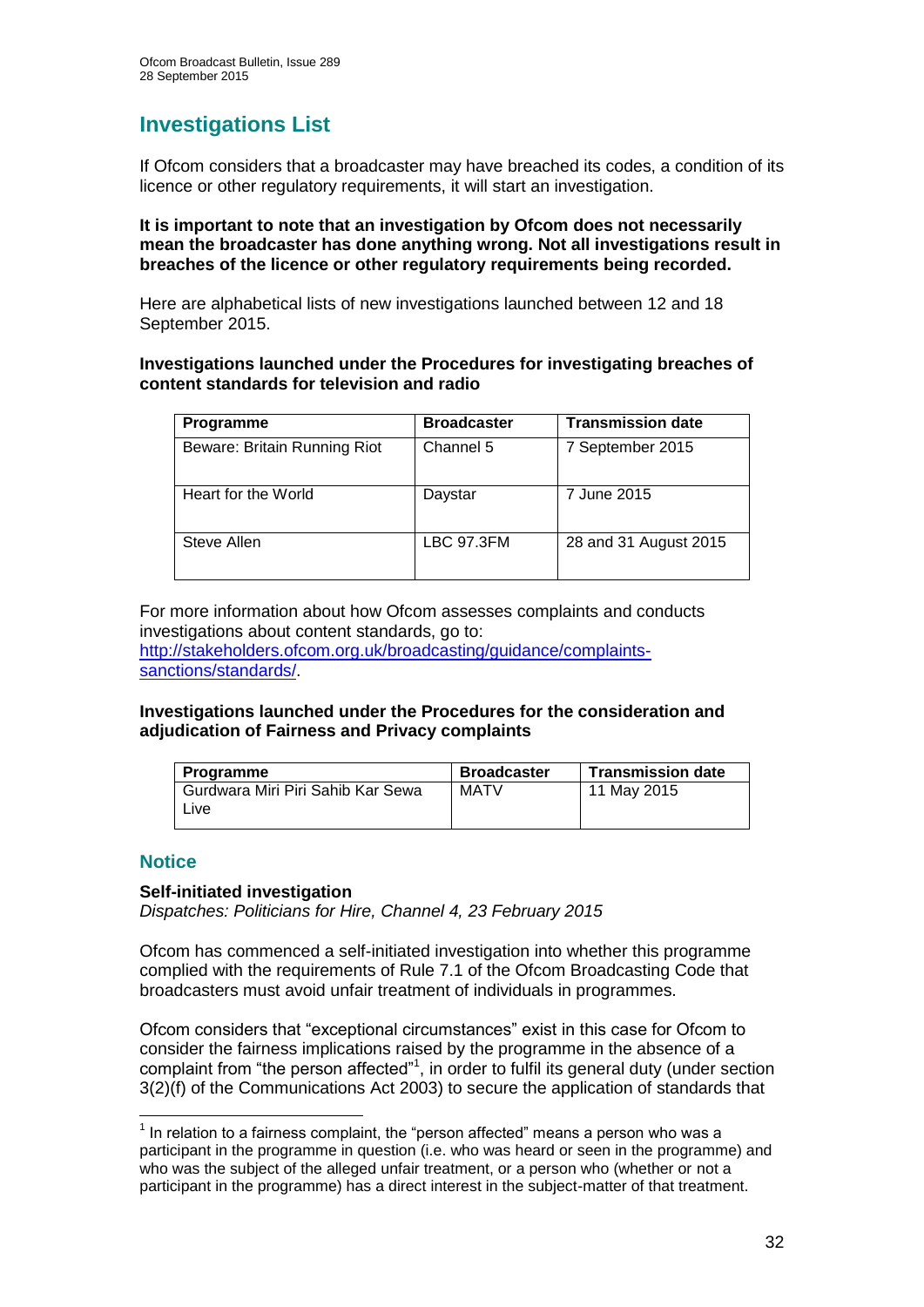## Investigations List

If Ofcom considers that a broadcaster may have breached its codes, a condition of its licence or other regulatory requirements, it will start an investigation.

**It is important to note that an investigation by Ofcom does not necessarily mean the broadcaster has done anything wrong. Not all investigations result in breaches of the licence or other regulatory requirements being recorded.**

Here are alphabetical lists of new investigations launched between 12 and 18 September 2015.

**Investigations launched under the Procedures for investigating breaches of content standards for television and radio**

| Programme | Broadcaster | Transmission date |
|---|---|---|
| Beware: Britain Running Riot | Channel 5 | 7 September 2015 |
| Heart for the World | Daystar | 7 June 2015 |
| Steve Allen | LBC 97.3FM | 28 and 31 August 2015 |

For more information about how Ofcom assesses complaints and conducts investigations about content standards, go to: http://stakeholders.ofcom.org.uk/broadcasting/guidance/complaints-sanctions/standards/.

**Investigations launched under the Procedures for the consideration and adjudication of Fairness and Privacy complaints**

| Programme | Broadcaster | Transmission date |
|---|---|---|
| Gurdwara Miri Piri Sahib Kar Sewa Live | MATV | 11 May 2015 |

### Notice

**Self-initiated investigation**

*Dispatches: Politicians for Hire, Channel 4, 23 February 2015*

Ofcom has commenced a self-initiated investigation into whether this programme complied with the requirements of Rule 7.1 of the Ofcom Broadcasting Code that broadcasters must avoid unfair treatment of individuals in programmes.

Ofcom considers that "exceptional circumstances" exist in this case for Ofcom to consider the fairness implications raised by the programme in the absence of a complaint from "the person affected"[1], in order to fulfil its general duty (under section 3(2)(f) of the Communications Act 2003) to secure the application of standards that

[1] In relation to a fairness complaint, the "person affected" means a person who was a participant in the programme in question (i.e. who was heard or seen in the programme) and who was the subject of the alleged unfair treatment, or a person who (whether or not a participant in the programme) has a direct interest in the subject-matter of that treatment.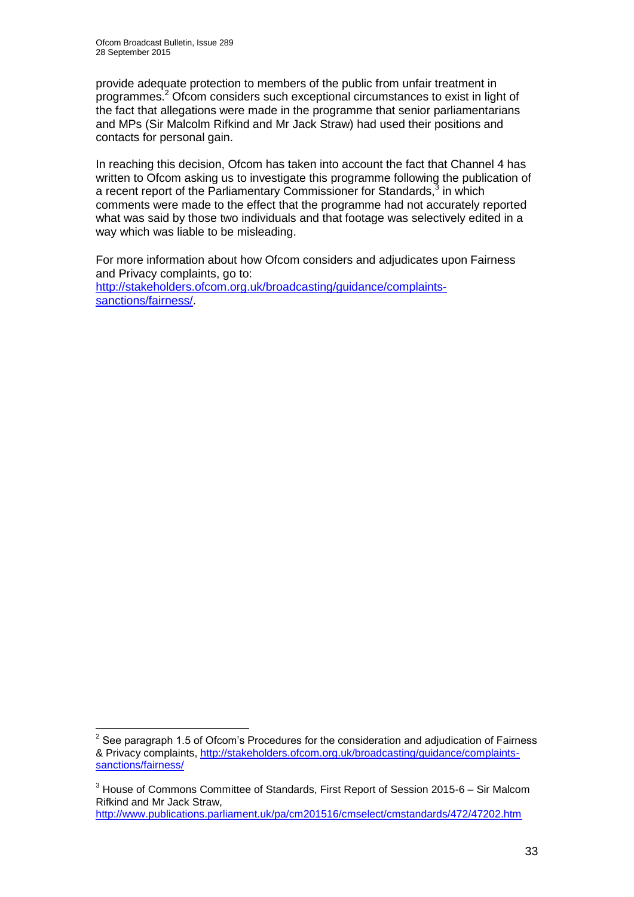provide adequate protection to members of the public from unfair treatment in programmes.[2] Ofcom considers such exceptional circumstances to exist in light of the fact that allegations were made in the programme that senior parliamentarians and MPs (Sir Malcolm Rifkind and Mr Jack Straw) had used their positions and contacts for personal gain.

In reaching this decision, Ofcom has taken into account the fact that Channel 4 has written to Ofcom asking us to investigate this programme following the publication of a recent report of the Parliamentary Commissioner for Standards,[3] in which comments were made to the effect that the programme had not accurately reported what was said by those two individuals and that footage was selectively edited in a way which was liable to be misleading.

For more information about how Ofcom considers and adjudicates upon Fairness and Privacy complaints, go to: http://stakeholders.ofcom.org.uk/broadcasting/guidance/complaints-sanctions/fairness/.

---

[2] See paragraph 1.5 of Ofcom's Procedures for the consideration and adjudication of Fairness & Privacy complaints, http://stakeholders.ofcom.org.uk/broadcasting/guidance/complaints-sanctions/fairness/

[3] House of Commons Committee of Standards, First Report of Session 2015-6 – Sir Malcom Rifkind and Mr Jack Straw, http://www.publications.parliament.uk/pa/cm201516/cmselect/cmstandards/472/47202.htm